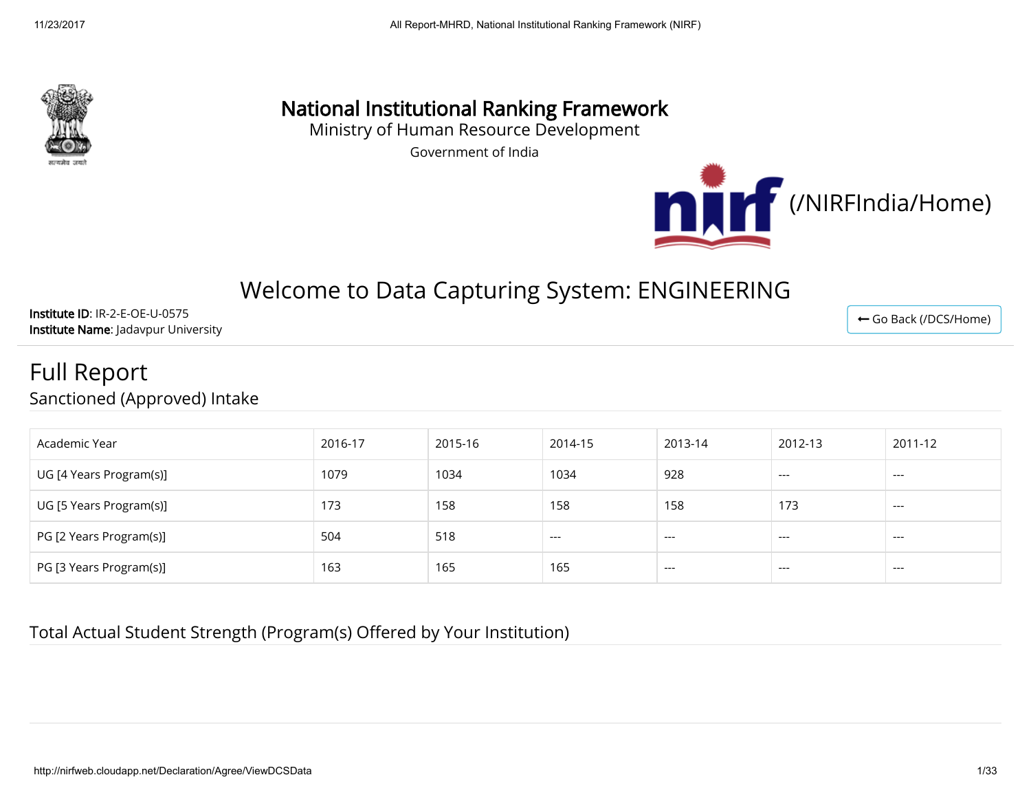# National Institutional Ranking Framework

Ministry of Human Resource Development

Government of India

(/NIRFIndia/Home)

## Welcome to Data Capturing System: ENGINEERING

**Institute ID**: IR-2-E-OE-U-0575

**Institute Name**: Jadavpur University

← Go Back (/DCS/Home)

# Full Report

## Sanctioned (Approved) Intake

| Academic Year | 2016-17 | 2015-16 | 2014-15 | 2013-14 | 2012-13 | 2011-12 |
|---|---|---|---|---|---|---|
| UG [4 Years Program(s)] | 1079 | 1034 | 1034 | 928 | --- | --- |
| UG [5 Years Program(s)] | 173 | 158 | 158 | 158 | 173 | --- |
| PG [2 Years Program(s)] | 504 | 518 | --- | --- | --- | --- |
| PG [3 Years Program(s)] | 163 | 165 | 165 | --- | --- | --- |

## Total Actual Student Strength (Program(s) Offered by Your Institution)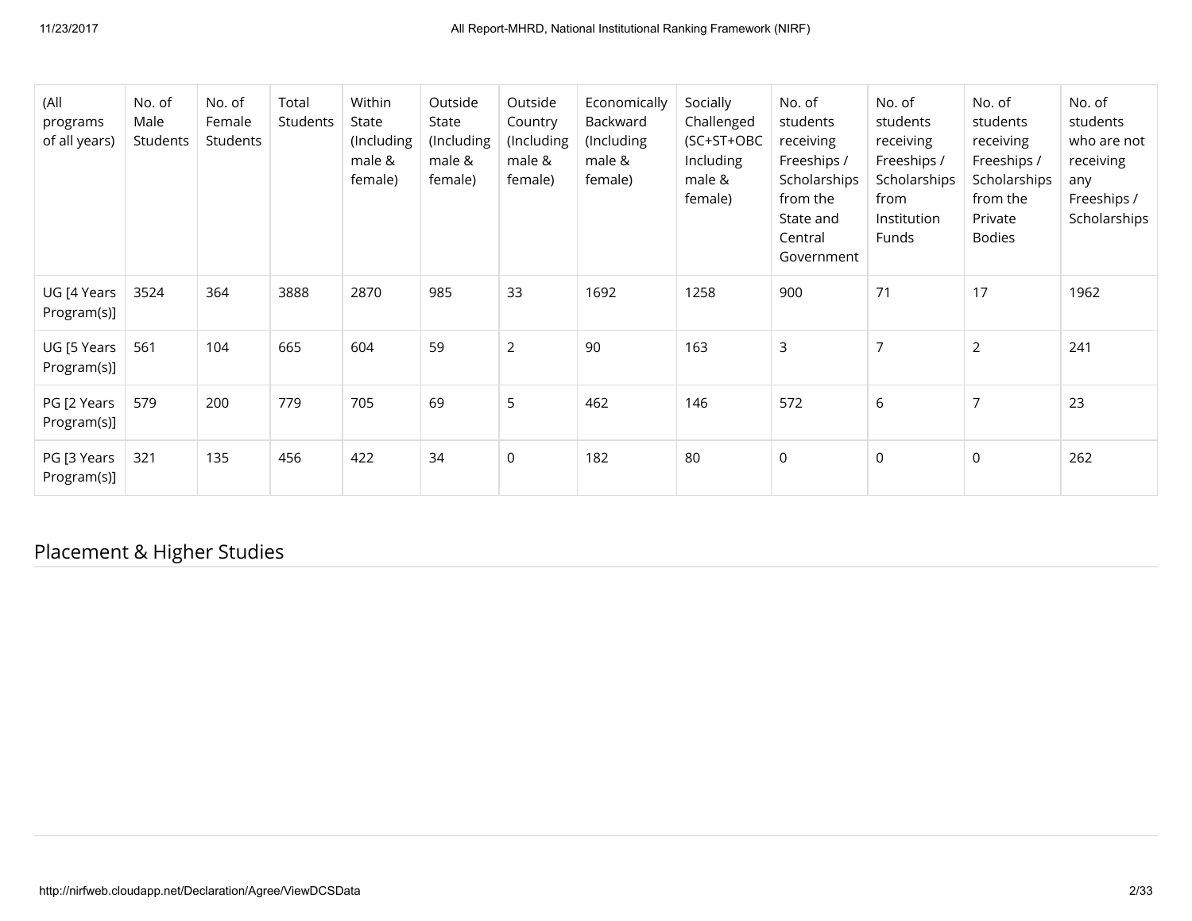| (All programs of all years) | No. of Male Students | No. of Female Students | Total Students | Within State (Including male & female) | Outside State (Including male & female) | Outside Country (Including male & female) | Economically Backward (Including male & female) | Socially Challenged (SC+ST+OBC Including male & female) | No. of students receiving Freeships / Scholarships from the State and Central Government | No. of students receiving Freeships / Scholarships from Institution Funds | No. of students receiving Freeships / Scholarships from the Private Bodies | No. of students who are not receiving any Freeships / Scholarships |
|---|---|---|---|---|---|---|---|---|---|---|---|---|
| UG [4 Years Program(s)] | 3524 | 364 | 3888 | 2870 | 985 | 33 | 1692 | 1258 | 900 | 71 | 17 | 1962 |
| UG [5 Years Program(s)] | 561 | 104 | 665 | 604 | 59 | 2 | 90 | 163 | 3 | 7 | 2 | 241 |
| PG [2 Years Program(s)] | 579 | 200 | 779 | 705 | 69 | 5 | 462 | 146 | 572 | 6 | 7 | 23 |
| PG [3 Years Program(s)] | 321 | 135 | 456 | 422 | 34 | 0 | 182 | 80 | 0 | 0 | 0 | 262 |

## Placement & Higher Studies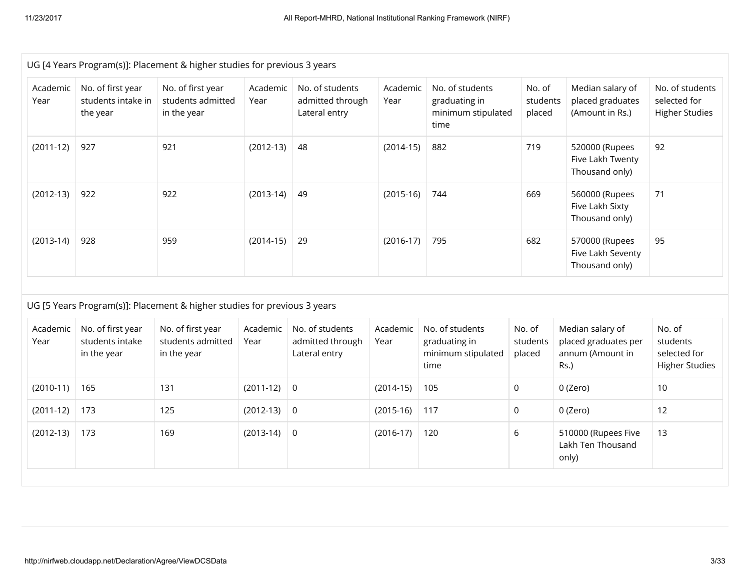UG [4 Years Program(s)]: Placement & higher studies for previous 3 years

| Academic Year | No. of first year students intake in the year | No. of first year students admitted in the year | Academic Year | No. of students admitted through Lateral entry | Academic Year | No. of students graduating in minimum stipulated time | No. of students placed | Median salary of placed graduates (Amount in Rs.) | No. of students selected for Higher Studies |
|---|---|---|---|---|---|---|---|---|---|
| (2011-12) | 927 | 921 | (2012-13) | 48 | (2014-15) | 882 | 719 | 520000 (Rupees Five Lakh Twenty Thousand only) | 92 |
| (2012-13) | 922 | 922 | (2013-14) | 49 | (2015-16) | 744 | 669 | 560000 (Rupees Five Lakh Sixty Thousand only) | 71 |
| (2013-14) | 928 | 959 | (2014-15) | 29 | (2016-17) | 795 | 682 | 570000 (Rupees Five Lakh Seventy Thousand only) | 95 |

UG [5 Years Program(s)]: Placement & higher studies for previous 3 years

| Academic Year | No. of first year students intake in the year | No. of first year students admitted in the year | Academic Year | No. of students admitted through Lateral entry | Academic Year | No. of students graduating in minimum stipulated time | No. of students placed | Median salary of placed graduates per annum (Amount in Rs.) | No. of students selected for Higher Studies |
|---|---|---|---|---|---|---|---|---|---|
| (2010-11) | 165 | 131 | (2011-12) | 0 | (2014-15) | 105 | 0 | 0 (Zero) | 10 |
| (2011-12) | 173 | 125 | (2012-13) | 0 | (2015-16) | 117 | 0 | 0 (Zero) | 12 |
| (2012-13) | 173 | 169 | (2013-14) | 0 | (2016-17) | 120 | 6 | 510000 (Rupees Five Lakh Ten Thousand only) | 13 |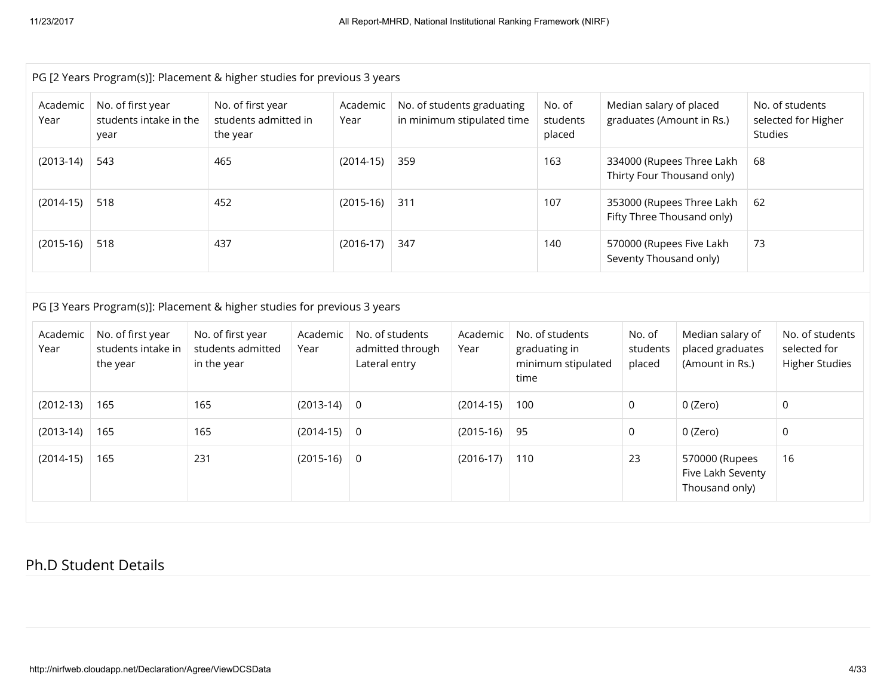PG [2 Years Program(s)]: Placement & higher studies for previous 3 years

| Academic Year | No. of first year students intake in the year | No. of first year students admitted in the year | Academic Year | No. of students graduating in minimum stipulated time | No. of students placed | Median salary of placed graduates (Amount in Rs.) | No. of students selected for Higher Studies |
|---|---|---|---|---|---|---|---|
| (2013-14) | 543 | 465 | (2014-15) | 359 | 163 | 334000 (Rupees Three Lakh Thirty Four Thousand only) | 68 |
| (2014-15) | 518 | 452 | (2015-16) | 311 | 107 | 353000 (Rupees Three Lakh Fifty Three Thousand only) | 62 |
| (2015-16) | 518 | 437 | (2016-17) | 347 | 140 | 570000 (Rupees Five Lakh Seventy Thousand only) | 73 |

PG [3 Years Program(s)]: Placement & higher studies for previous 3 years

| Academic Year | No. of first year students intake in the year | No. of first year students admitted in the year | Academic Year | No. of students admitted through Lateral entry | Academic Year | No. of students graduating in minimum stipulated time | No. of students placed | Median salary of placed graduates (Amount in Rs.) | No. of students selected for Higher Studies |
|---|---|---|---|---|---|---|---|---|---|
| (2012-13) | 165 | 165 | (2013-14) | 0 | (2014-15) | 100 | 0 | 0 (Zero) | 0 |
| (2013-14) | 165 | 165 | (2014-15) | 0 | (2015-16) | 95 | 0 | 0 (Zero) | 0 |
| (2014-15) | 165 | 231 | (2015-16) | 0 | (2016-17) | 110 | 23 | 570000 (Rupees Five Lakh Seventy Thousand only) | 16 |

## Ph.D Student Details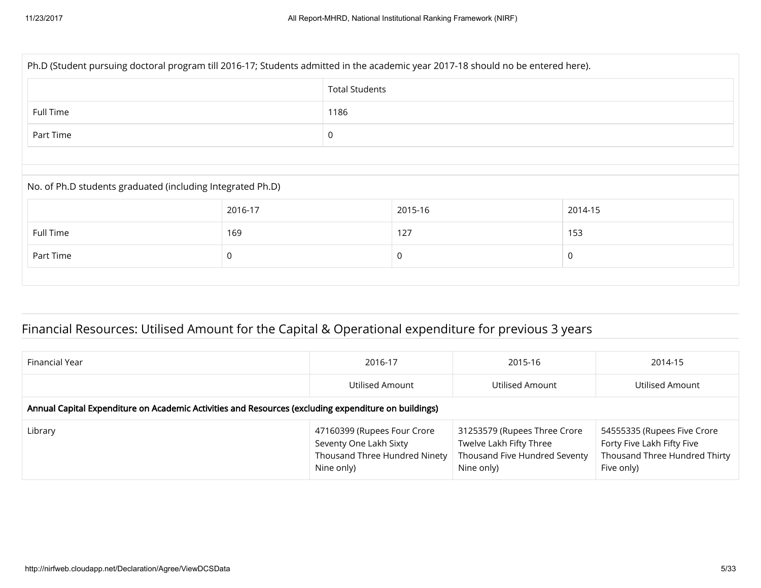Ph.D (Student pursuing doctoral program till 2016-17; Students admitted in the academic year 2017-18 should no be entered here).

| | Total Students |
|---|---|
| Full Time | 1186 |
| Part Time | 0 |

No. of Ph.D students graduated (including Integrated Ph.D)

| | 2016-17 | 2015-16 | 2014-15 |
|---|---|---|---|
| Full Time | 169 | 127 | 153 |
| Part Time | 0 | 0 | 0 |

## Financial Resources: Utilised Amount for the Capital & Operational expenditure for previous 3 years

| Financial Year | 2016-17 | 2015-16 | 2014-15 |
|---|---|---|---|
| | Utilised Amount | Utilised Amount | Utilised Amount |
| **Annual Capital Expenditure on Academic Activities and Resources (excluding expenditure on buildings)** | | | |
| Library | 47160399 (Rupees Four Crore Seventy One Lakh Sixty Thousand Three Hundred Ninety Nine only) | 31253579 (Rupees Three Crore Twelve Lakh Fifty Three Thousand Five Hundred Seventy Nine only) | 54555335 (Rupees Five Crore Forty Five Lakh Fifty Five Thousand Three Hundred Thirty Five only) |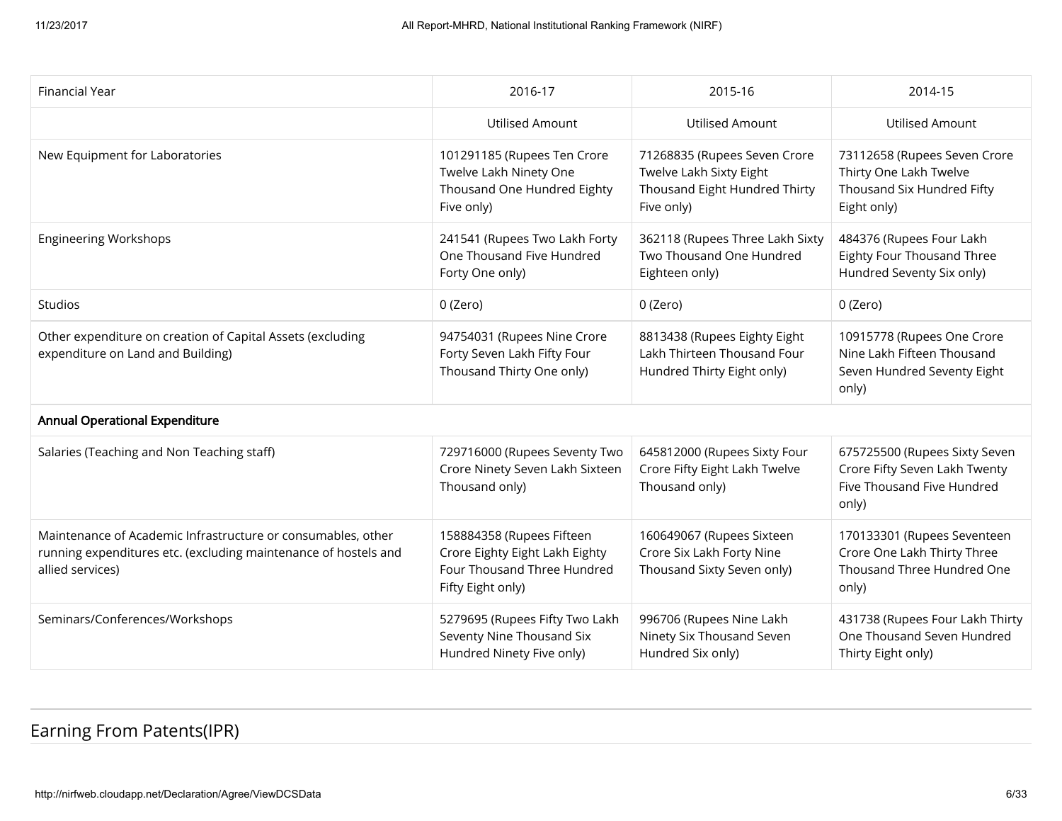| Financial Year | 2016-17 | 2015-16 | 2014-15 |
|---|---|---|---|
| | Utilised Amount | Utilised Amount | Utilised Amount |
| New Equipment for Laboratories | 101291185 (Rupees Ten Crore Twelve Lakh Ninety One Thousand One Hundred Eighty Five only) | 71268835 (Rupees Seven Crore Twelve Lakh Sixty Eight Thousand Eight Hundred Thirty Five only) | 73112658 (Rupees Seven Crore Thirty One Lakh Twelve Thousand Six Hundred Fifty Eight only) |
| Engineering Workshops | 241541 (Rupees Two Lakh Forty One Thousand Five Hundred Forty One only) | 362118 (Rupees Three Lakh Sixty Two Thousand One Hundred Eighteen only) | 484376 (Rupees Four Lakh Eighty Four Thousand Three Hundred Seventy Six only) |
| Studios | 0 (Zero) | 0 (Zero) | 0 (Zero) |
| Other expenditure on creation of Capital Assets (excluding expenditure on Land and Building) | 94754031 (Rupees Nine Crore Forty Seven Lakh Fifty Four Thousand Thirty One only) | 8813438 (Rupees Eighty Eight Lakh Thirteen Thousand Four Hundred Thirty Eight only) | 10915778 (Rupees One Crore Nine Lakh Fifteen Thousand Seven Hundred Seventy Eight only) |
| **Annual Operational Expenditure** | | | |
| Salaries (Teaching and Non Teaching staff) | 729716000 (Rupees Seventy Two Crore Ninety Seven Lakh Sixteen Thousand only) | 645812000 (Rupees Sixty Four Crore Fifty Eight Lakh Twelve Thousand only) | 675725500 (Rupees Sixty Seven Crore Fifty Seven Lakh Twenty Five Thousand Five Hundred only) |
| Maintenance of Academic Infrastructure or consumables, other running expenditures etc. (excluding maintenance of hostels and allied services) | 158884358 (Rupees Fifteen Crore Eighty Eight Lakh Eighty Four Thousand Three Hundred Fifty Eight only) | 160649067 (Rupees Sixteen Crore Six Lakh Forty Nine Thousand Sixty Seven only) | 170133301 (Rupees Seventeen Crore One Lakh Thirty Three Thousand Three Hundred One only) |
| Seminars/Conferences/Workshops | 5279695 (Rupees Fifty Two Lakh Seventy Nine Thousand Six Hundred Ninety Five only) | 996706 (Rupees Nine Lakh Ninety Six Thousand Seven Hundred Six only) | 431738 (Rupees Four Lakh Thirty One Thousand Seven Hundred Thirty Eight only) |

## Earning From Patents(IPR)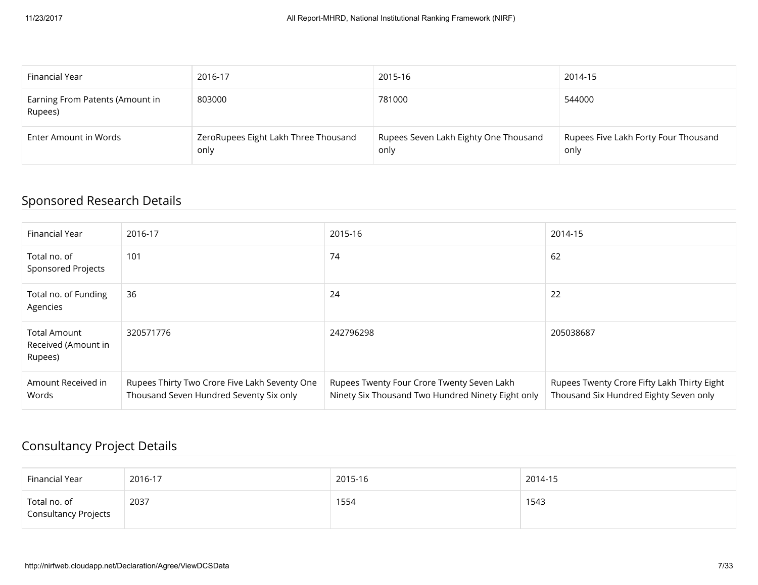| Financial Year | 2016-17 | 2015-16 | 2014-15 |
|---|---|---|---|
| Earning From Patents (Amount in Rupees) | 803000 | 781000 | 544000 |
| Enter Amount in Words | ZeroRupees Eight Lakh Three Thousand only | Rupees Seven Lakh Eighty One Thousand only | Rupees Five Lakh Forty Four Thousand only |

## Sponsored Research Details

| Financial Year | 2016-17 | 2015-16 | 2014-15 |
|---|---|---|---|
| Total no. of Sponsored Projects | 101 | 74 | 62 |
| Total no. of Funding Agencies | 36 | 24 | 22 |
| Total Amount Received (Amount in Rupees) | 320571776 | 242796298 | 205038687 |
| Amount Received in Words | Rupees Thirty Two Crore Five Lakh Seventy One Thousand Seven Hundred Seventy Six only | Rupees Twenty Four Crore Twenty Seven Lakh Ninety Six Thousand Two Hundred Ninety Eight only | Rupees Twenty Crore Fifty Lakh Thirty Eight Thousand Six Hundred Eighty Seven only |

## Consultancy Project Details

| Financial Year | 2016-17 | 2015-16 | 2014-15 |
|---|---|---|---|
| Total no. of Consultancy Projects | 2037 | 1554 | 1543 |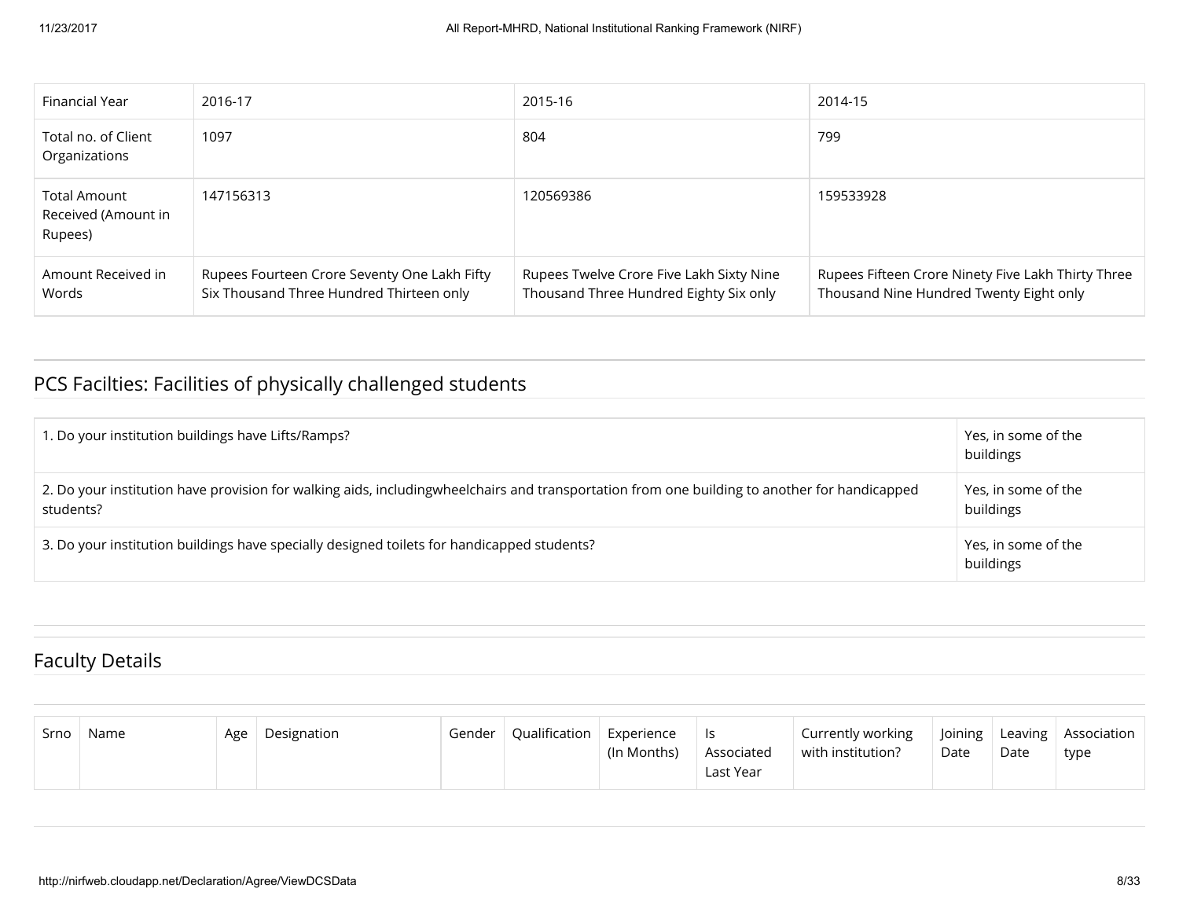| Financial Year | 2016-17 | 2015-16 | 2014-15 |
|---|---|---|---|
| Total no. of Client Organizations | 1097 | 804 | 799 |
| Total Amount Received (Amount in Rupees) | 147156313 | 120569386 | 159533928 |
| Amount Received in Words | Rupees Fourteen Crore Seventy One Lakh Fifty Six Thousand Three Hundred Thirteen only | Rupees Twelve Crore Five Lakh Sixty Nine Thousand Three Hundred Eighty Six only | Rupees Fifteen Crore Ninety Five Lakh Thirty Three Thousand Nine Hundred Twenty Eight only |

## PCS Facilties: Facilities of physically challenged students

| | |
|---|---|
| 1. Do your institution buildings have Lifts/Ramps? | Yes, in some of the buildings |
| 2. Do your institution have provision for walking aids, includingwheelchairs and transportation from one building to another for handicapped students? | Yes, in some of the buildings |
| 3. Do your institution buildings have specially designed toilets for handicapped students? | Yes, in some of the buildings |

## Faculty Details

| Srno | Name | Age | Designation | Gender | Qualification | Experience (In Months) | Is Associated Last Year | Currently working with institution? | Joining Date | Leaving Date | Association type |
|---|---|---|---|---|---|---|---|---|---|---|---|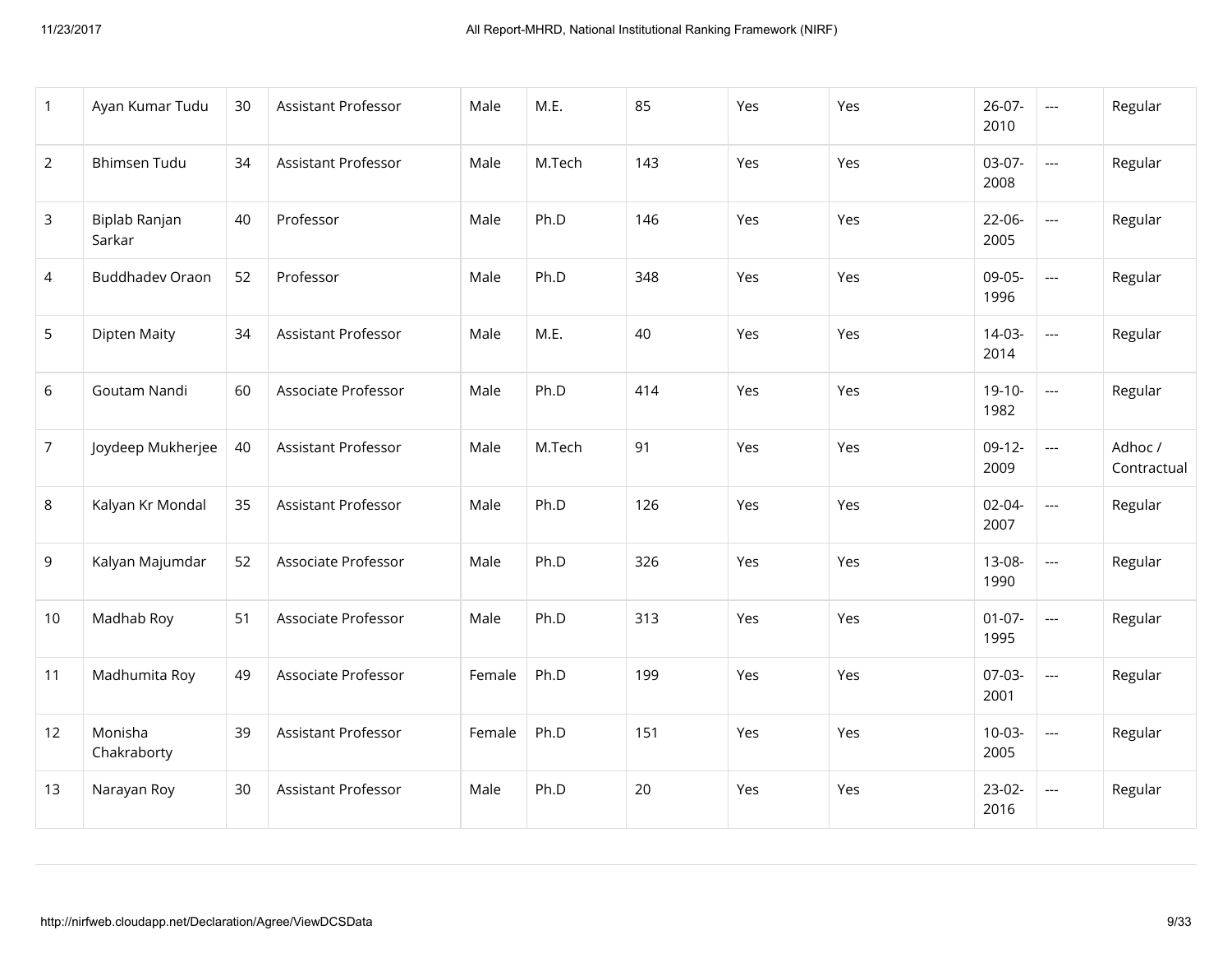| | | | | | | | | | | | |
|---|---|---|---|---|---|---|---|---|---|---|---|
| 1 | Ayan Kumar Tudu | 30 | Assistant Professor | Male | M.E. | 85 | Yes | Yes | 26-07-2010 | --- | Regular |
| 2 | Bhimsen Tudu | 34 | Assistant Professor | Male | M.Tech | 143 | Yes | Yes | 03-07-2008 | --- | Regular |
| 3 | Biplab Ranjan Sarkar | 40 | Professor | Male | Ph.D | 146 | Yes | Yes | 22-06-2005 | --- | Regular |
| 4 | Buddhadev Oraon | 52 | Professor | Male | Ph.D | 348 | Yes | Yes | 09-05-1996 | --- | Regular |
| 5 | Dipten Maity | 34 | Assistant Professor | Male | M.E. | 40 | Yes | Yes | 14-03-2014 | --- | Regular |
| 6 | Goutam Nandi | 60 | Associate Professor | Male | Ph.D | 414 | Yes | Yes | 19-10-1982 | --- | Regular |
| 7 | Joydeep Mukherjee | 40 | Assistant Professor | Male | M.Tech | 91 | Yes | Yes | 09-12-2009 | --- | Adhoc / Contractual |
| 8 | Kalyan Kr Mondal | 35 | Assistant Professor | Male | Ph.D | 126 | Yes | Yes | 02-04-2007 | --- | Regular |
| 9 | Kalyan Majumdar | 52 | Associate Professor | Male | Ph.D | 326 | Yes | Yes | 13-08-1990 | --- | Regular |
| 10 | Madhab Roy | 51 | Associate Professor | Male | Ph.D | 313 | Yes | Yes | 01-07-1995 | --- | Regular |
| 11 | Madhumita Roy | 49 | Associate Professor | Female | Ph.D | 199 | Yes | Yes | 07-03-2001 | --- | Regular |
| 12 | Monisha Chakraborty | 39 | Assistant Professor | Female | Ph.D | 151 | Yes | Yes | 10-03-2005 | --- | Regular |
| 13 | Narayan Roy | 30 | Assistant Professor | Male | Ph.D | 20 | Yes | Yes | 23-02-2016 | --- | Regular |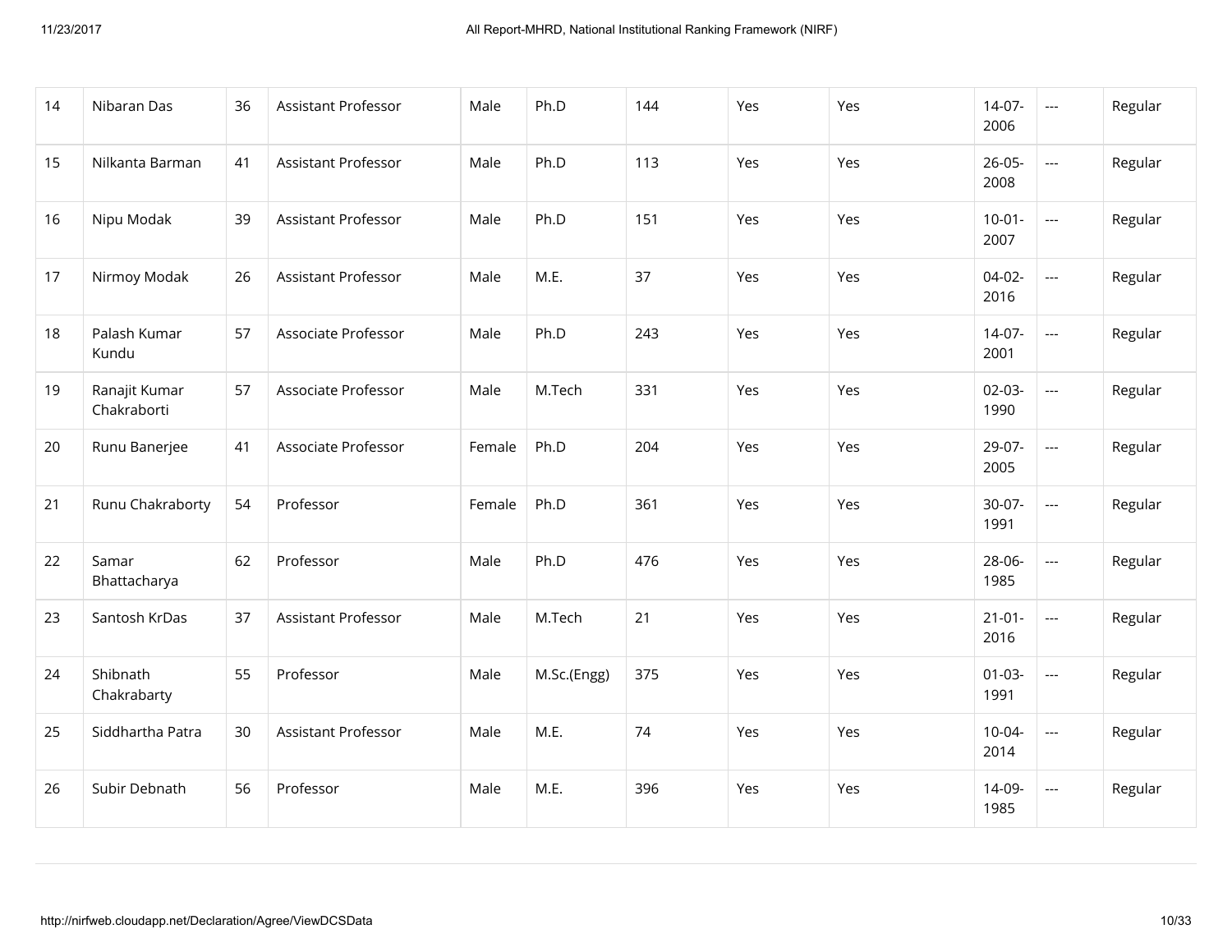| 14 | Nibaran Das | 36 | Assistant Professor | Male | Ph.D | 144 | Yes | Yes | 14-07-2006 | --- | Regular |
|---|---|---|---|---|---|---|---|---|---|---|---|
| 15 | Nilkanta Barman | 41 | Assistant Professor | Male | Ph.D | 113 | Yes | Yes | 26-05-2008 | --- | Regular |
| 16 | Nipu Modak | 39 | Assistant Professor | Male | Ph.D | 151 | Yes | Yes | 10-01-2007 | --- | Regular |
| 17 | Nirmoy Modak | 26 | Assistant Professor | Male | M.E. | 37 | Yes | Yes | 04-02-2016 | --- | Regular |
| 18 | Palash Kumar Kundu | 57 | Associate Professor | Male | Ph.D | 243 | Yes | Yes | 14-07-2001 | --- | Regular |
| 19 | Ranajit Kumar Chakraborti | 57 | Associate Professor | Male | M.Tech | 331 | Yes | Yes | 02-03-1990 | --- | Regular |
| 20 | Runu Banerjee | 41 | Associate Professor | Female | Ph.D | 204 | Yes | Yes | 29-07-2005 | --- | Regular |
| 21 | Runu Chakraborty | 54 | Professor | Female | Ph.D | 361 | Yes | Yes | 30-07-1991 | --- | Regular |
| 22 | Samar Bhattacharya | 62 | Professor | Male | Ph.D | 476 | Yes | Yes | 28-06-1985 | --- | Regular |
| 23 | Santosh KrDas | 37 | Assistant Professor | Male | M.Tech | 21 | Yes | Yes | 21-01-2016 | --- | Regular |
| 24 | Shibnath Chakrabarty | 55 | Professor | Male | M.Sc.(Engg) | 375 | Yes | Yes | 01-03-1991 | --- | Regular |
| 25 | Siddhartha Patra | 30 | Assistant Professor | Male | M.E. | 74 | Yes | Yes | 10-04-2014 | --- | Regular |
| 26 | Subir Debnath | 56 | Professor | Male | M.E. | 396 | Yes | Yes | 14-09-1985 | --- | Regular |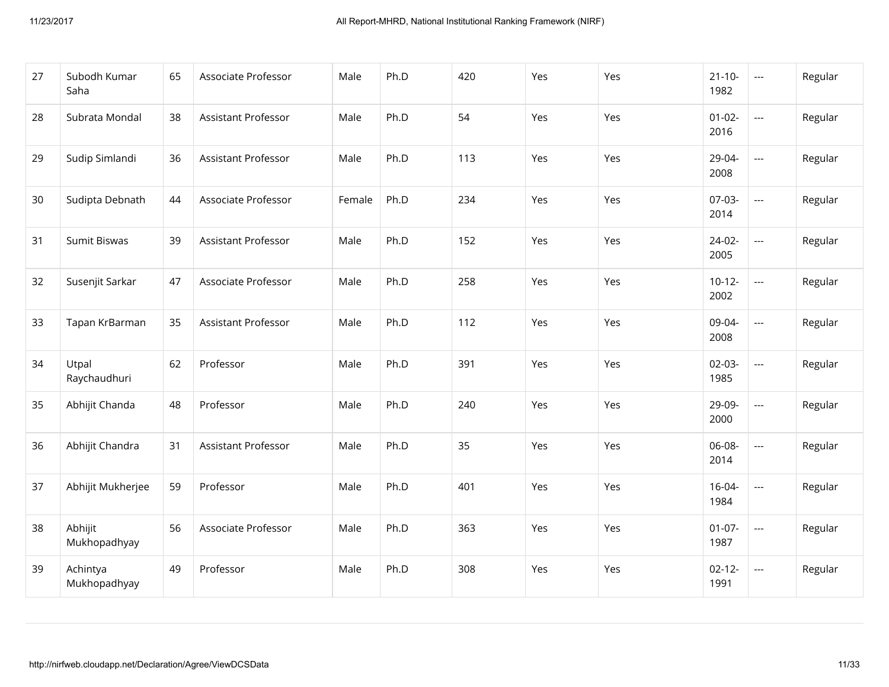| | | | | | | | | | | | |
|---|---|---|---|---|---|---|---|---|---|---|---|
| 27 | Subodh Kumar Saha | 65 | Associate Professor | Male | Ph.D | 420 | Yes | Yes | 21-10-1982 | --- | Regular |
| 28 | Subrata Mondal | 38 | Assistant Professor | Male | Ph.D | 54 | Yes | Yes | 01-02-2016 | --- | Regular |
| 29 | Sudip Simlandi | 36 | Assistant Professor | Male | Ph.D | 113 | Yes | Yes | 29-04-2008 | --- | Regular |
| 30 | Sudipta Debnath | 44 | Associate Professor | Female | Ph.D | 234 | Yes | Yes | 07-03-2014 | --- | Regular |
| 31 | Sumit Biswas | 39 | Assistant Professor | Male | Ph.D | 152 | Yes | Yes | 24-02-2005 | --- | Regular |
| 32 | Susenjit Sarkar | 47 | Associate Professor | Male | Ph.D | 258 | Yes | Yes | 10-12-2002 | --- | Regular |
| 33 | Tapan KrBarman | 35 | Assistant Professor | Male | Ph.D | 112 | Yes | Yes | 09-04-2008 | --- | Regular |
| 34 | Utpal Raychaudhuri | 62 | Professor | Male | Ph.D | 391 | Yes | Yes | 02-03-1985 | --- | Regular |
| 35 | Abhijit Chanda | 48 | Professor | Male | Ph.D | 240 | Yes | Yes | 29-09-2000 | --- | Regular |
| 36 | Abhijit Chandra | 31 | Assistant Professor | Male | Ph.D | 35 | Yes | Yes | 06-08-2014 | --- | Regular |
| 37 | Abhijit Mukherjee | 59 | Professor | Male | Ph.D | 401 | Yes | Yes | 16-04-1984 | --- | Regular |
| 38 | Abhijit Mukhopadhyay | 56 | Associate Professor | Male | Ph.D | 363 | Yes | Yes | 01-07-1987 | --- | Regular |
| 39 | Achintya Mukhopadhyay | 49 | Professor | Male | Ph.D | 308 | Yes | Yes | 02-12-1991 | --- | Regular |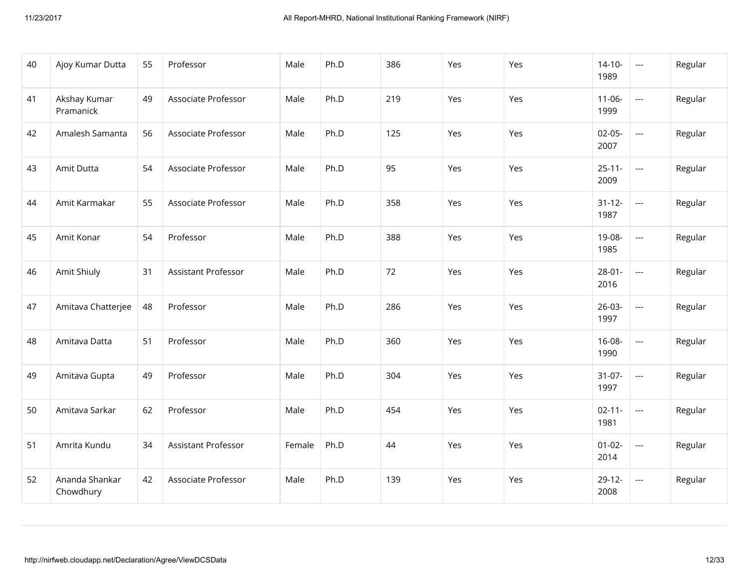| | | | | | | | | | | | |
|---|---|---|---|---|---|---|---|---|---|---|---|
| 40 | Ajoy Kumar Dutta | 55 | Professor | Male | Ph.D | 386 | Yes | Yes | 14-10-1989 | --- | Regular |
| 41 | Akshay Kumar Pramanick | 49 | Associate Professor | Male | Ph.D | 219 | Yes | Yes | 11-06-1999 | --- | Regular |
| 42 | Amalesh Samanta | 56 | Associate Professor | Male | Ph.D | 125 | Yes | Yes | 02-05-2007 | --- | Regular |
| 43 | Amit Dutta | 54 | Associate Professor | Male | Ph.D | 95 | Yes | Yes | 25-11-2009 | --- | Regular |
| 44 | Amit Karmakar | 55 | Associate Professor | Male | Ph.D | 358 | Yes | Yes | 31-12-1987 | --- | Regular |
| 45 | Amit Konar | 54 | Professor | Male | Ph.D | 388 | Yes | Yes | 19-08-1985 | --- | Regular |
| 46 | Amit Shiuly | 31 | Assistant Professor | Male | Ph.D | 72 | Yes | Yes | 28-01-2016 | --- | Regular |
| 47 | Amitava Chatterjee | 48 | Professor | Male | Ph.D | 286 | Yes | Yes | 26-03-1997 | --- | Regular |
| 48 | Amitava Datta | 51 | Professor | Male | Ph.D | 360 | Yes | Yes | 16-08-1990 | --- | Regular |
| 49 | Amitava Gupta | 49 | Professor | Male | Ph.D | 304 | Yes | Yes | 31-07-1997 | --- | Regular |
| 50 | Amitava Sarkar | 62 | Professor | Male | Ph.D | 454 | Yes | Yes | 02-11-1981 | --- | Regular |
| 51 | Amrita Kundu | 34 | Assistant Professor | Female | Ph.D | 44 | Yes | Yes | 01-02-2014 | --- | Regular |
| 52 | Ananda Shankar Chowdhury | 42 | Associate Professor | Male | Ph.D | 139 | Yes | Yes | 29-12-2008 | --- | Regular |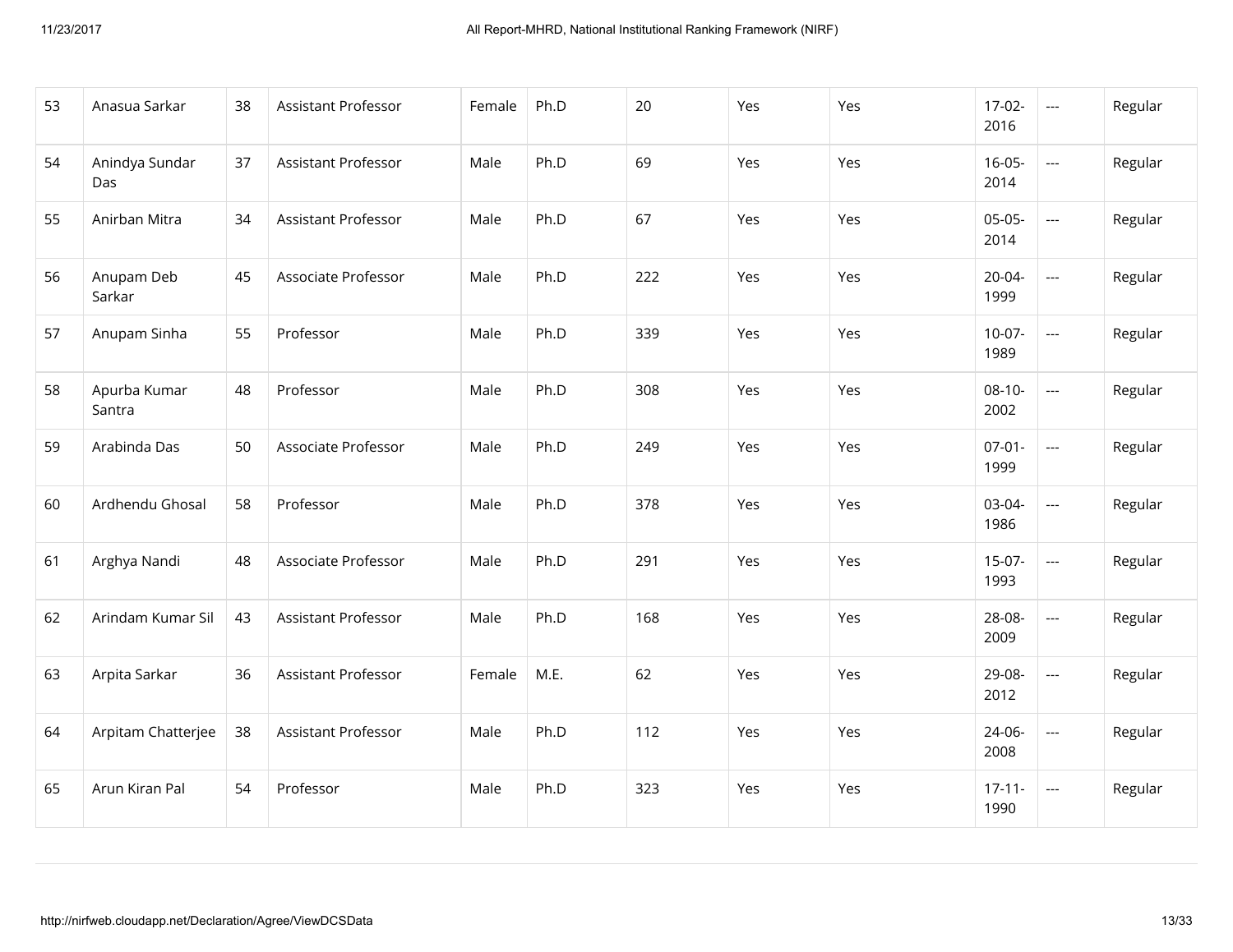| 53 | Anasua Sarkar | 38 | Assistant Professor | Female | Ph.D | 20 | Yes | Yes | 17-02-2016 | --- | Regular |
|---|---|---|---|---|---|---|---|---|---|---|---|
| 54 | Anindya Sundar Das | 37 | Assistant Professor | Male | Ph.D | 69 | Yes | Yes | 16-05-2014 | --- | Regular |
| 55 | Anirban Mitra | 34 | Assistant Professor | Male | Ph.D | 67 | Yes | Yes | 05-05-2014 | --- | Regular |
| 56 | Anupam Deb Sarkar | 45 | Associate Professor | Male | Ph.D | 222 | Yes | Yes | 20-04-1999 | --- | Regular |
| 57 | Anupam Sinha | 55 | Professor | Male | Ph.D | 339 | Yes | Yes | 10-07-1989 | --- | Regular |
| 58 | Apurba Kumar Santra | 48 | Professor | Male | Ph.D | 308 | Yes | Yes | 08-10-2002 | --- | Regular |
| 59 | Arabinda Das | 50 | Associate Professor | Male | Ph.D | 249 | Yes | Yes | 07-01-1999 | --- | Regular |
| 60 | Ardhendu Ghosal | 58 | Professor | Male | Ph.D | 378 | Yes | Yes | 03-04-1986 | --- | Regular |
| 61 | Arghya Nandi | 48 | Associate Professor | Male | Ph.D | 291 | Yes | Yes | 15-07-1993 | --- | Regular |
| 62 | Arindam Kumar Sil | 43 | Assistant Professor | Male | Ph.D | 168 | Yes | Yes | 28-08-2009 | --- | Regular |
| 63 | Arpita Sarkar | 36 | Assistant Professor | Female | M.E. | 62 | Yes | Yes | 29-08-2012 | --- | Regular |
| 64 | Arpitam Chatterjee | 38 | Assistant Professor | Male | Ph.D | 112 | Yes | Yes | 24-06-2008 | --- | Regular |
| 65 | Arun Kiran Pal | 54 | Professor | Male | Ph.D | 323 | Yes | Yes | 17-11-1990 | --- | Regular |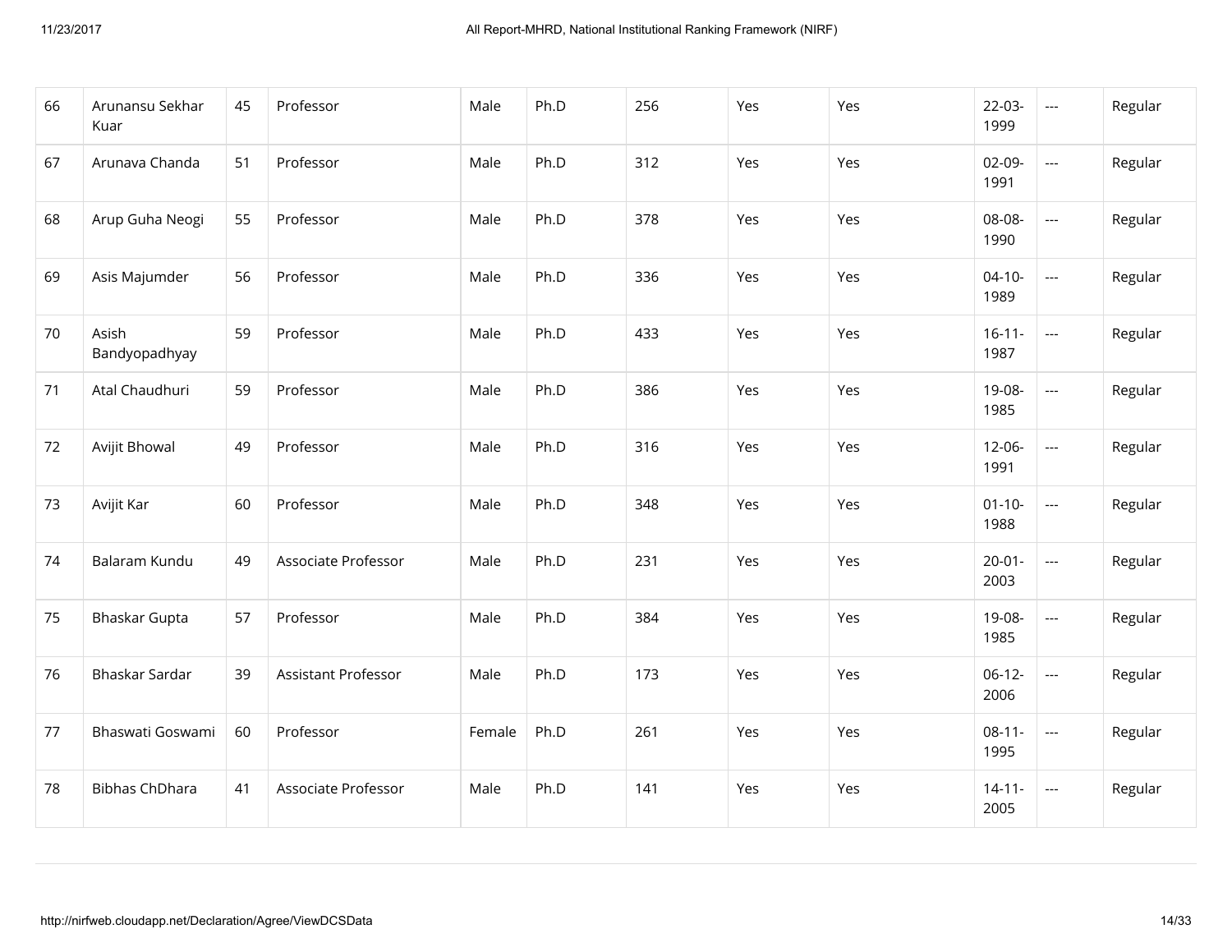| 66 | Arunansu Sekhar Kuar | 45 | Professor | Male | Ph.D | 256 | Yes | Yes | 22-03-1999 | --- | Regular |
|---|---|---|---|---|---|---|---|---|---|---|---|
| 67 | Arunava Chanda | 51 | Professor | Male | Ph.D | 312 | Yes | Yes | 02-09-1991 | --- | Regular |
| 68 | Arup Guha Neogi | 55 | Professor | Male | Ph.D | 378 | Yes | Yes | 08-08-1990 | --- | Regular |
| 69 | Asis Majumder | 56 | Professor | Male | Ph.D | 336 | Yes | Yes | 04-10-1989 | --- | Regular |
| 70 | Asish Bandyopadhyay | 59 | Professor | Male | Ph.D | 433 | Yes | Yes | 16-11-1987 | --- | Regular |
| 71 | Atal Chaudhuri | 59 | Professor | Male | Ph.D | 386 | Yes | Yes | 19-08-1985 | --- | Regular |
| 72 | Avijit Bhowal | 49 | Professor | Male | Ph.D | 316 | Yes | Yes | 12-06-1991 | --- | Regular |
| 73 | Avijit Kar | 60 | Professor | Male | Ph.D | 348 | Yes | Yes | 01-10-1988 | --- | Regular |
| 74 | Balaram Kundu | 49 | Associate Professor | Male | Ph.D | 231 | Yes | Yes | 20-01-2003 | --- | Regular |
| 75 | Bhaskar Gupta | 57 | Professor | Male | Ph.D | 384 | Yes | Yes | 19-08-1985 | --- | Regular |
| 76 | Bhaskar Sardar | 39 | Assistant Professor | Male | Ph.D | 173 | Yes | Yes | 06-12-2006 | --- | Regular |
| 77 | Bhaswati Goswami | 60 | Professor | Female | Ph.D | 261 | Yes | Yes | 08-11-1995 | --- | Regular |
| 78 | Bibhas ChDhara | 41 | Associate Professor | Male | Ph.D | 141 | Yes | Yes | 14-11-2005 | --- | Regular |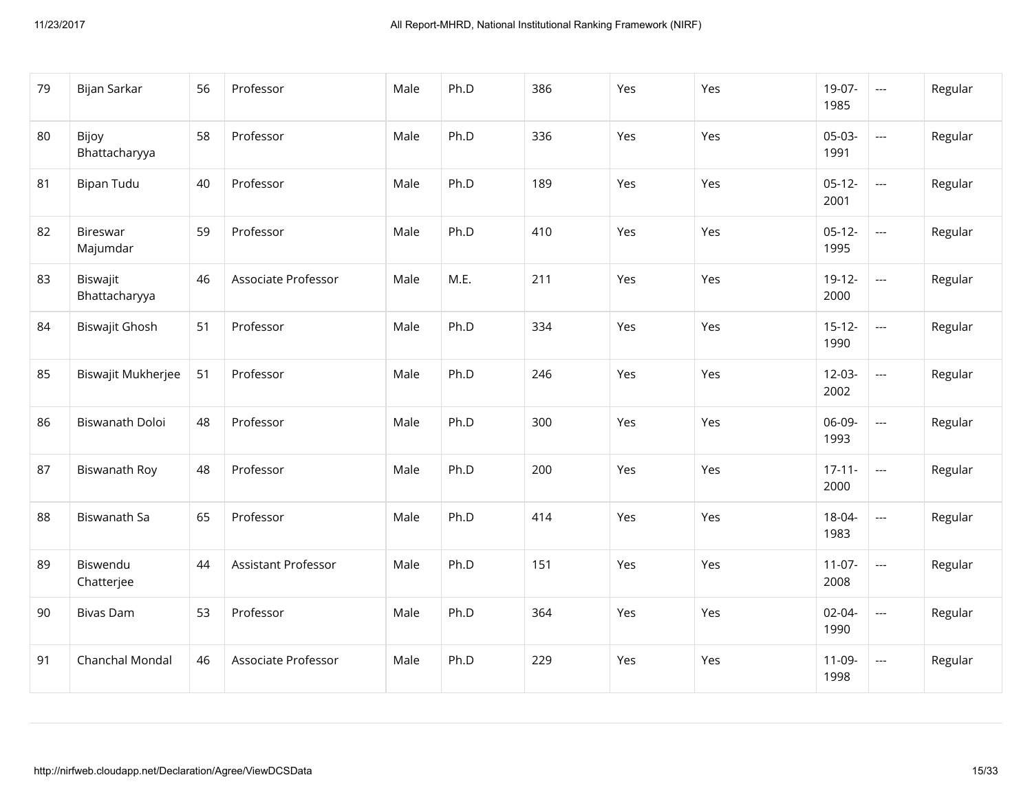| 79 | Bijan Sarkar | 56 | Professor | Male | Ph.D | 386 | Yes | Yes | 19-07-1985 | --- | Regular |
|---|---|---|---|---|---|---|---|---|---|---|---|
| 80 | Bijoy Bhattacharyya | 58 | Professor | Male | Ph.D | 336 | Yes | Yes | 05-03-1991 | --- | Regular |
| 81 | Bipan Tudu | 40 | Professor | Male | Ph.D | 189 | Yes | Yes | 05-12-2001 | --- | Regular |
| 82 | Bireswar Majumdar | 59 | Professor | Male | Ph.D | 410 | Yes | Yes | 05-12-1995 | --- | Regular |
| 83 | Biswajit Bhattacharyya | 46 | Associate Professor | Male | M.E. | 211 | Yes | Yes | 19-12-2000 | --- | Regular |
| 84 | Biswajit Ghosh | 51 | Professor | Male | Ph.D | 334 | Yes | Yes | 15-12-1990 | --- | Regular |
| 85 | Biswajit Mukherjee | 51 | Professor | Male | Ph.D | 246 | Yes | Yes | 12-03-2002 | --- | Regular |
| 86 | Biswanath Doloi | 48 | Professor | Male | Ph.D | 300 | Yes | Yes | 06-09-1993 | --- | Regular |
| 87 | Biswanath Roy | 48 | Professor | Male | Ph.D | 200 | Yes | Yes | 17-11-2000 | --- | Regular |
| 88 | Biswanath Sa | 65 | Professor | Male | Ph.D | 414 | Yes | Yes | 18-04-1983 | --- | Regular |
| 89 | Biswendu Chatterjee | 44 | Assistant Professor | Male | Ph.D | 151 | Yes | Yes | 11-07-2008 | --- | Regular |
| 90 | Bivas Dam | 53 | Professor | Male | Ph.D | 364 | Yes | Yes | 02-04-1990 | --- | Regular |
| 91 | Chanchal Mondal | 46 | Associate Professor | Male | Ph.D | 229 | Yes | Yes | 11-09-1998 | --- | Regular |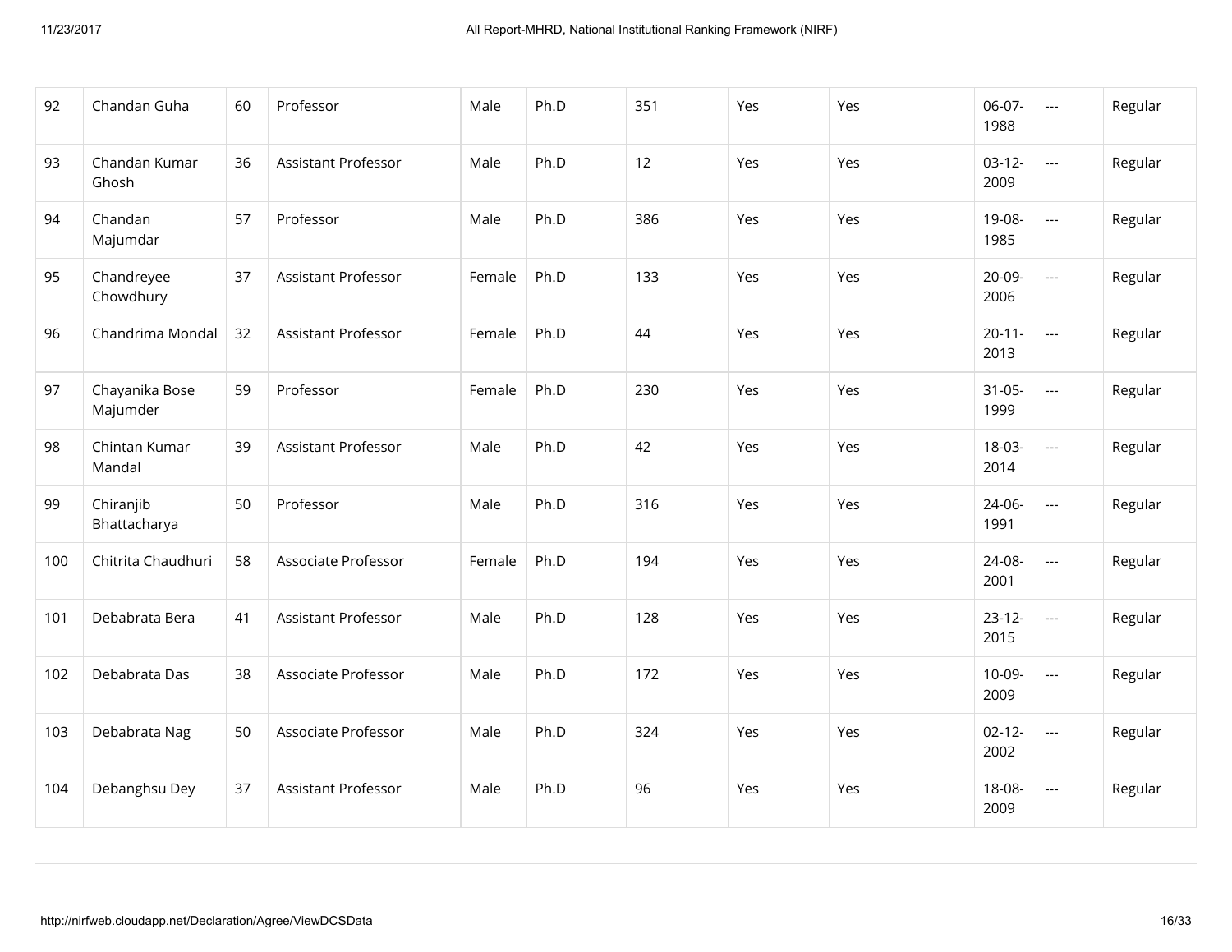| 92 | Chandan Guha | 60 | Professor | Male | Ph.D | 351 | Yes | Yes | 06-07-1988 | --- | Regular |
|---|---|---|---|---|---|---|---|---|---|---|---|
| 93 | Chandan Kumar Ghosh | 36 | Assistant Professor | Male | Ph.D | 12 | Yes | Yes | 03-12-2009 | --- | Regular |
| 94 | Chandan Majumdar | 57 | Professor | Male | Ph.D | 386 | Yes | Yes | 19-08-1985 | --- | Regular |
| 95 | Chandreyee Chowdhury | 37 | Assistant Professor | Female | Ph.D | 133 | Yes | Yes | 20-09-2006 | --- | Regular |
| 96 | Chandrima Mondal | 32 | Assistant Professor | Female | Ph.D | 44 | Yes | Yes | 20-11-2013 | --- | Regular |
| 97 | Chayanika Bose Majumder | 59 | Professor | Female | Ph.D | 230 | Yes | Yes | 31-05-1999 | --- | Regular |
| 98 | Chintan Kumar Mandal | 39 | Assistant Professor | Male | Ph.D | 42 | Yes | Yes | 18-03-2014 | --- | Regular |
| 99 | Chiranjib Bhattacharya | 50 | Professor | Male | Ph.D | 316 | Yes | Yes | 24-06-1991 | --- | Regular |
| 100 | Chitrita Chaudhuri | 58 | Associate Professor | Female | Ph.D | 194 | Yes | Yes | 24-08-2001 | --- | Regular |
| 101 | Debabrata Bera | 41 | Assistant Professor | Male | Ph.D | 128 | Yes | Yes | 23-12-2015 | --- | Regular |
| 102 | Debabrata Das | 38 | Associate Professor | Male | Ph.D | 172 | Yes | Yes | 10-09-2009 | --- | Regular |
| 103 | Debabrata Nag | 50 | Associate Professor | Male | Ph.D | 324 | Yes | Yes | 02-12-2002 | --- | Regular |
| 104 | Debanghsu Dey | 37 | Assistant Professor | Male | Ph.D | 96 | Yes | Yes | 18-08-2009 | --- | Regular |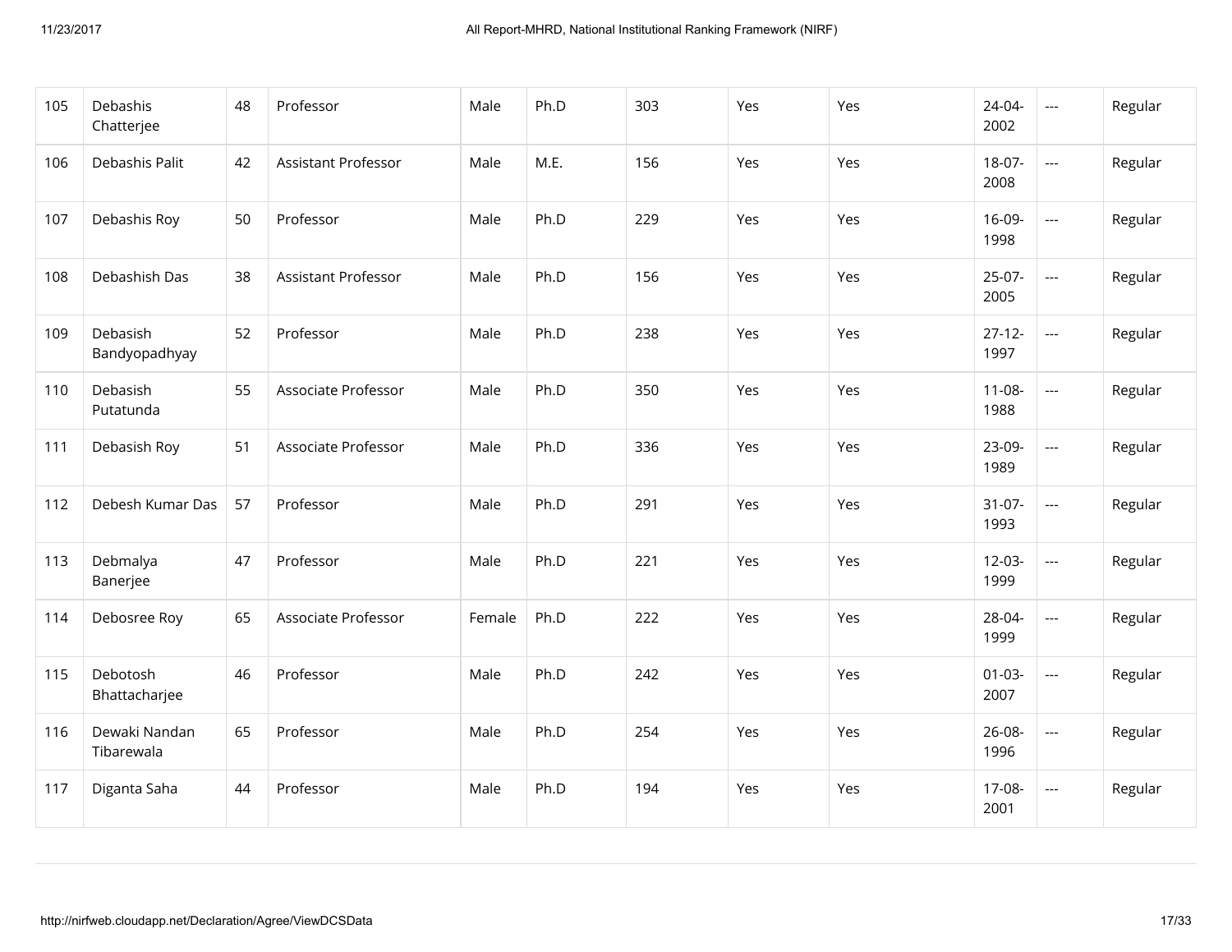| | | | | | | | | | | | |
|---|---|---|---|---|---|---|---|---|---|---|---|
| 105 | Debashis Chatterjee | 48 | Professor | Male | Ph.D | 303 | Yes | Yes | 24-04-2002 | --- | Regular |
| 106 | Debashis Palit | 42 | Assistant Professor | Male | M.E. | 156 | Yes | Yes | 18-07-2008 | --- | Regular |
| 107 | Debashis Roy | 50 | Professor | Male | Ph.D | 229 | Yes | Yes | 16-09-1998 | --- | Regular |
| 108 | Debashish Das | 38 | Assistant Professor | Male | Ph.D | 156 | Yes | Yes | 25-07-2005 | --- | Regular |
| 109 | Debasish Bandyopadhyay | 52 | Professor | Male | Ph.D | 238 | Yes | Yes | 27-12-1997 | --- | Regular |
| 110 | Debasish Putatunda | 55 | Associate Professor | Male | Ph.D | 350 | Yes | Yes | 11-08-1988 | --- | Regular |
| 111 | Debasish Roy | 51 | Associate Professor | Male | Ph.D | 336 | Yes | Yes | 23-09-1989 | --- | Regular |
| 112 | Debesh Kumar Das | 57 | Professor | Male | Ph.D | 291 | Yes | Yes | 31-07-1993 | --- | Regular |
| 113 | Debmalya Banerjee | 47 | Professor | Male | Ph.D | 221 | Yes | Yes | 12-03-1999 | --- | Regular |
| 114 | Debosree Roy | 65 | Associate Professor | Female | Ph.D | 222 | Yes | Yes | 28-04-1999 | --- | Regular |
| 115 | Debotosh Bhattacharjee | 46 | Professor | Male | Ph.D | 242 | Yes | Yes | 01-03-2007 | --- | Regular |
| 116 | Dewaki Nandan Tibarewala | 65 | Professor | Male | Ph.D | 254 | Yes | Yes | 26-08-1996 | --- | Regular |
| 117 | Diganta Saha | 44 | Professor | Male | Ph.D | 194 | Yes | Yes | 17-08-2001 | --- | Regular |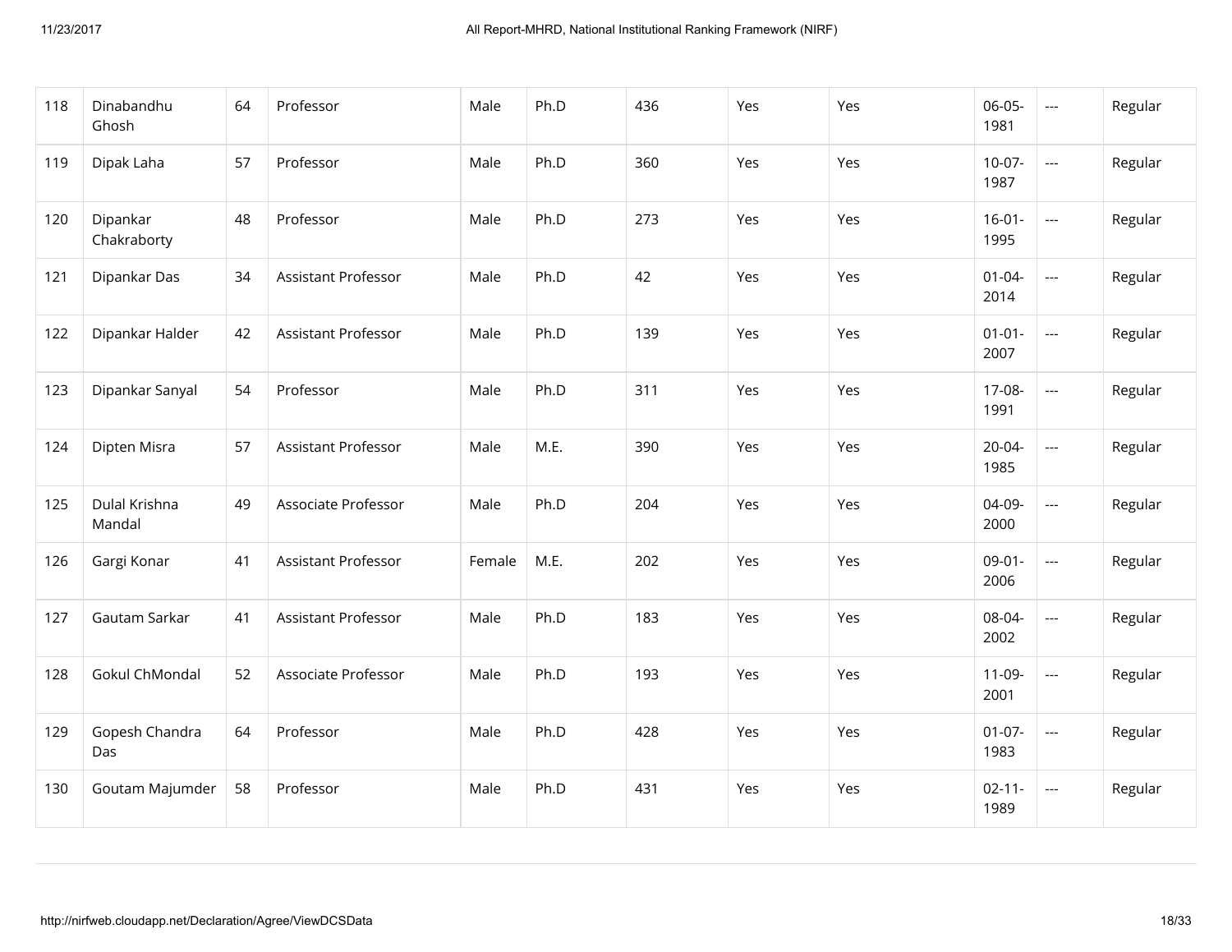| | | | | | | | | | | | |
|---|---|---|---|---|---|---|---|---|---|---|---|
| 118 | Dinabandhu Ghosh | 64 | Professor | Male | Ph.D | 436 | Yes | Yes | 06-05-1981 | --- | Regular |
| 119 | Dipak Laha | 57 | Professor | Male | Ph.D | 360 | Yes | Yes | 10-07-1987 | --- | Regular |
| 120 | Dipankar Chakraborty | 48 | Professor | Male | Ph.D | 273 | Yes | Yes | 16-01-1995 | --- | Regular |
| 121 | Dipankar Das | 34 | Assistant Professor | Male | Ph.D | 42 | Yes | Yes | 01-04-2014 | --- | Regular |
| 122 | Dipankar Halder | 42 | Assistant Professor | Male | Ph.D | 139 | Yes | Yes | 01-01-2007 | --- | Regular |
| 123 | Dipankar Sanyal | 54 | Professor | Male | Ph.D | 311 | Yes | Yes | 17-08-1991 | --- | Regular |
| 124 | Dipten Misra | 57 | Assistant Professor | Male | M.E. | 390 | Yes | Yes | 20-04-1985 | --- | Regular |
| 125 | Dulal Krishna Mandal | 49 | Associate Professor | Male | Ph.D | 204 | Yes | Yes | 04-09-2000 | --- | Regular |
| 126 | Gargi Konar | 41 | Assistant Professor | Female | M.E. | 202 | Yes | Yes | 09-01-2006 | --- | Regular |
| 127 | Gautam Sarkar | 41 | Assistant Professor | Male | Ph.D | 183 | Yes | Yes | 08-04-2002 | --- | Regular |
| 128 | Gokul ChMondal | 52 | Associate Professor | Male | Ph.D | 193 | Yes | Yes | 11-09-2001 | --- | Regular |
| 129 | Gopesh Chandra Das | 64 | Professor | Male | Ph.D | 428 | Yes | Yes | 01-07-1983 | --- | Regular |
| 130 | Goutam Majumder | 58 | Professor | Male | Ph.D | 431 | Yes | Yes | 02-11-1989 | --- | Regular |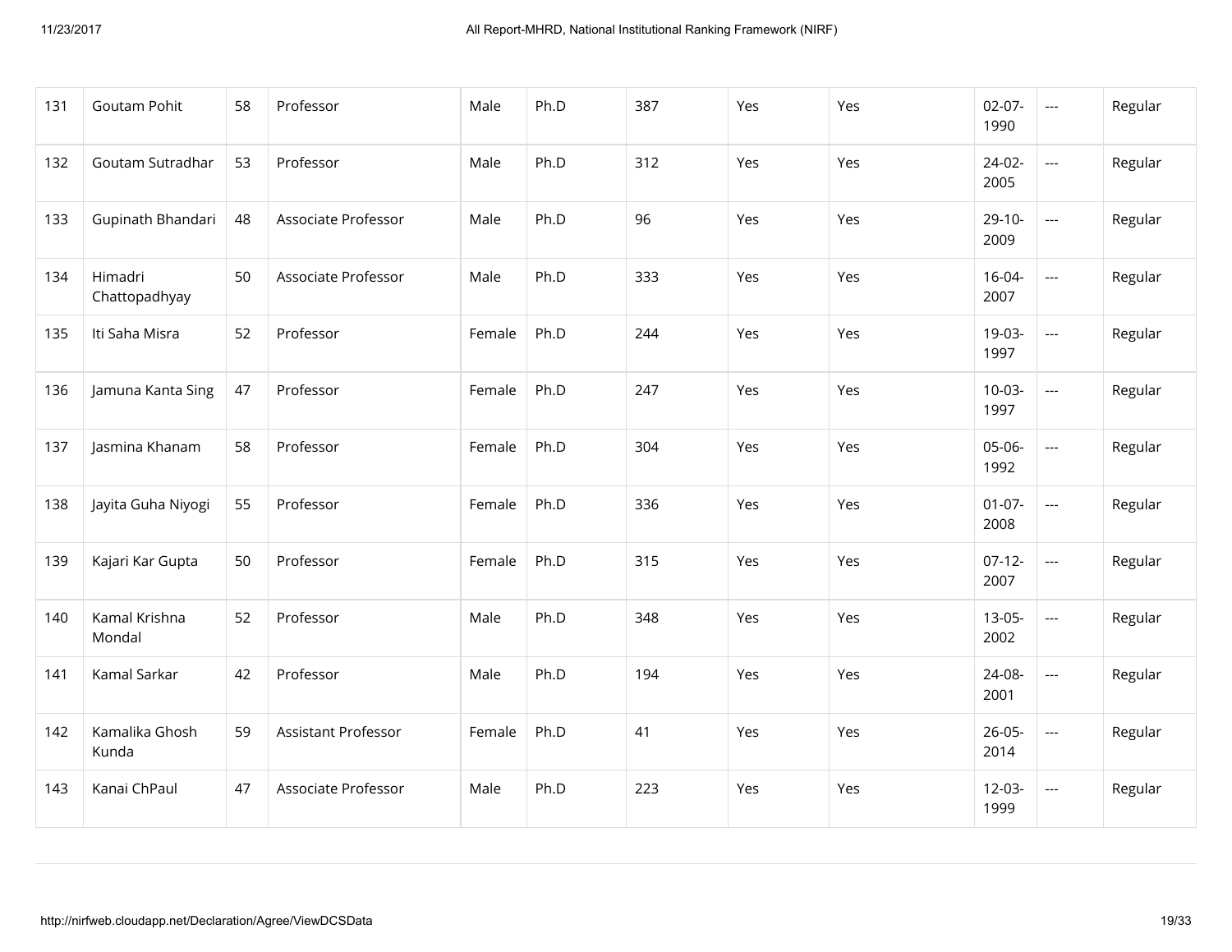| 131 | Goutam Pohit | 58 | Professor | Male | Ph.D | 387 | Yes | Yes | 02-07-1990 | --- | Regular |
|---|---|---|---|---|---|---|---|---|---|---|---|
| 132 | Goutam Sutradhar | 53 | Professor | Male | Ph.D | 312 | Yes | Yes | 24-02-2005 | --- | Regular |
| 133 | Gupinath Bhandari | 48 | Associate Professor | Male | Ph.D | 96 | Yes | Yes | 29-10-2009 | --- | Regular |
| 134 | Himadri Chattopadhyay | 50 | Associate Professor | Male | Ph.D | 333 | Yes | Yes | 16-04-2007 | --- | Regular |
| 135 | Iti Saha Misra | 52 | Professor | Female | Ph.D | 244 | Yes | Yes | 19-03-1997 | --- | Regular |
| 136 | Jamuna Kanta Sing | 47 | Professor | Female | Ph.D | 247 | Yes | Yes | 10-03-1997 | --- | Regular |
| 137 | Jasmina Khanam | 58 | Professor | Female | Ph.D | 304 | Yes | Yes | 05-06-1992 | --- | Regular |
| 138 | Jayita Guha Niyogi | 55 | Professor | Female | Ph.D | 336 | Yes | Yes | 01-07-2008 | --- | Regular |
| 139 | Kajari Kar Gupta | 50 | Professor | Female | Ph.D | 315 | Yes | Yes | 07-12-2007 | --- | Regular |
| 140 | Kamal Krishna Mondal | 52 | Professor | Male | Ph.D | 348 | Yes | Yes | 13-05-2002 | --- | Regular |
| 141 | Kamal Sarkar | 42 | Professor | Male | Ph.D | 194 | Yes | Yes | 24-08-2001 | --- | Regular |
| 142 | Kamalika Ghosh Kunda | 59 | Assistant Professor | Female | Ph.D | 41 | Yes | Yes | 26-05-2014 | --- | Regular |
| 143 | Kanai ChPaul | 47 | Associate Professor | Male | Ph.D | 223 | Yes | Yes | 12-03-1999 | --- | Regular |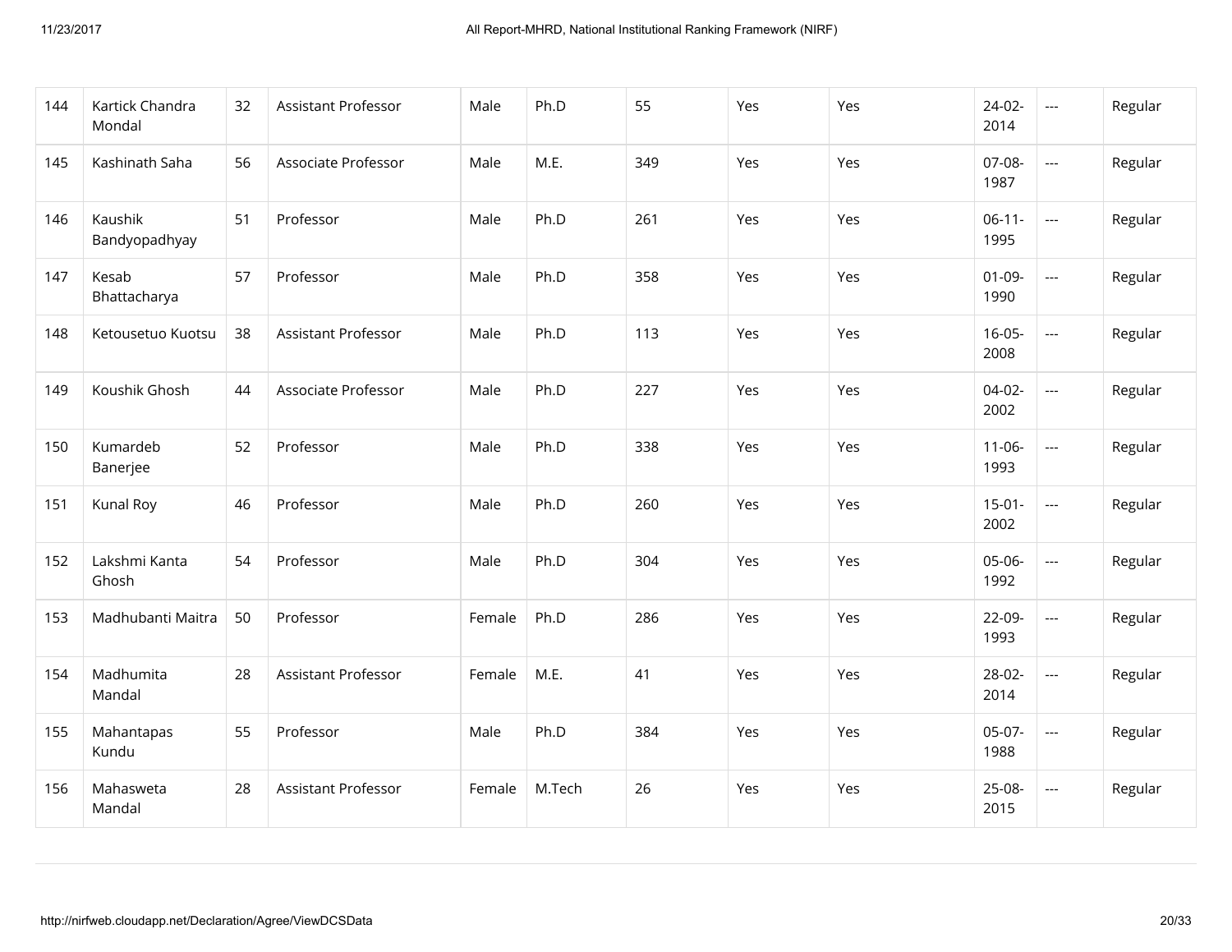| 144 | Kartick Chandra Mondal | 32 | Assistant Professor | Male | Ph.D | 55 | Yes | Yes | 24-02-2014 | --- | Regular |
|---|---|---|---|---|---|---|---|---|---|---|---|
| 145 | Kashinath Saha | 56 | Associate Professor | Male | M.E. | 349 | Yes | Yes | 07-08-1987 | --- | Regular |
| 146 | Kaushik Bandyopadhyay | 51 | Professor | Male | Ph.D | 261 | Yes | Yes | 06-11-1995 | --- | Regular |
| 147 | Kesab Bhattacharya | 57 | Professor | Male | Ph.D | 358 | Yes | Yes | 01-09-1990 | --- | Regular |
| 148 | Ketousetuo Kuotsu | 38 | Assistant Professor | Male | Ph.D | 113 | Yes | Yes | 16-05-2008 | --- | Regular |
| 149 | Koushik Ghosh | 44 | Associate Professor | Male | Ph.D | 227 | Yes | Yes | 04-02-2002 | --- | Regular |
| 150 | Kumardeb Banerjee | 52 | Professor | Male | Ph.D | 338 | Yes | Yes | 11-06-1993 | --- | Regular |
| 151 | Kunal Roy | 46 | Professor | Male | Ph.D | 260 | Yes | Yes | 15-01-2002 | --- | Regular |
| 152 | Lakshmi Kanta Ghosh | 54 | Professor | Male | Ph.D | 304 | Yes | Yes | 05-06-1992 | --- | Regular |
| 153 | Madhubanti Maitra | 50 | Professor | Female | Ph.D | 286 | Yes | Yes | 22-09-1993 | --- | Regular |
| 154 | Madhumita Mandal | 28 | Assistant Professor | Female | M.E. | 41 | Yes | Yes | 28-02-2014 | --- | Regular |
| 155 | Mahantapas Kundu | 55 | Professor | Male | Ph.D | 384 | Yes | Yes | 05-07-1988 | --- | Regular |
| 156 | Mahasweta Mandal | 28 | Assistant Professor | Female | M.Tech | 26 | Yes | Yes | 25-08-2015 | --- | Regular |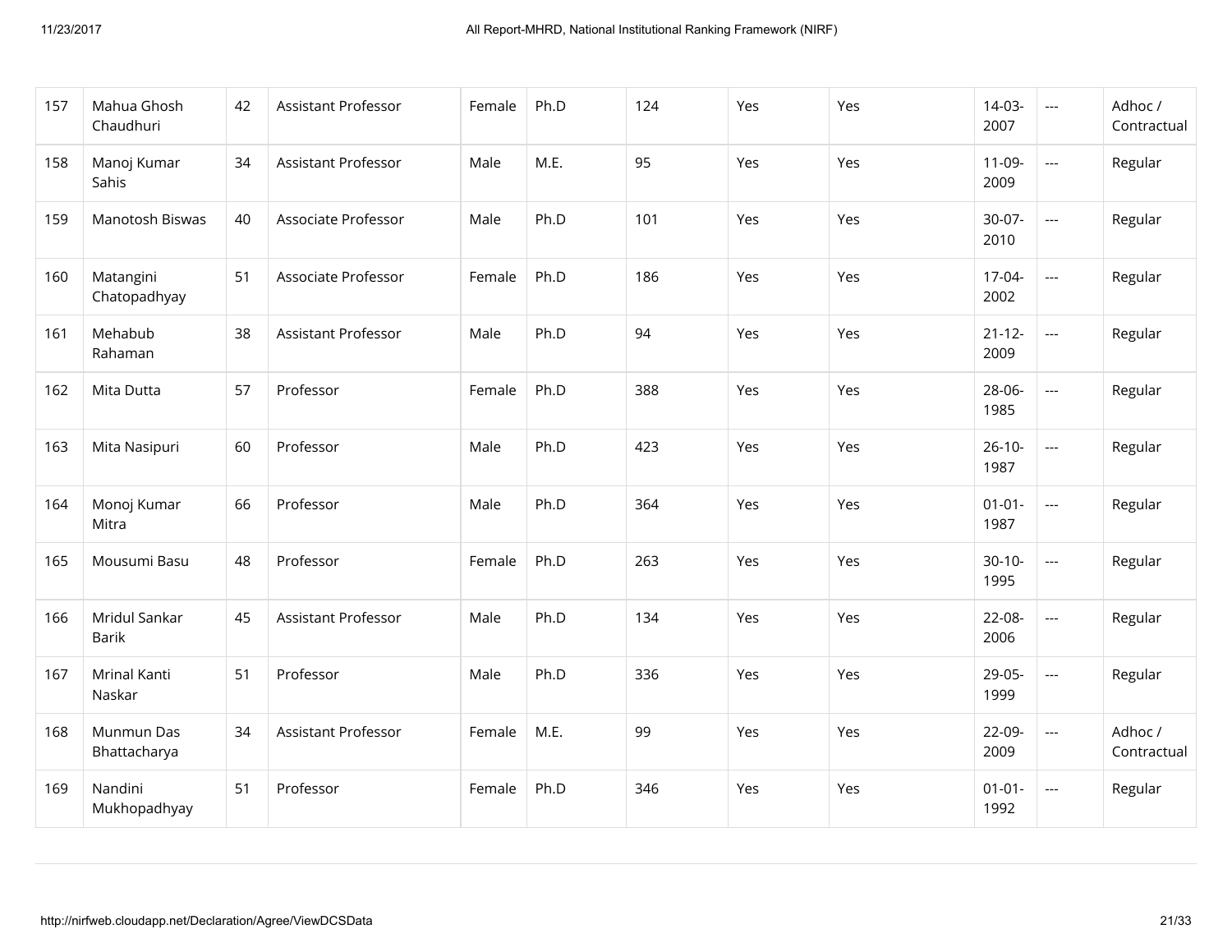| 157 | Mahua Ghosh Chaudhuri | 42 | Assistant Professor | Female | Ph.D | 124 | Yes | Yes | 14-03-2007 | --- | Adhoc / Contractual |
|---|---|---|---|---|---|---|---|---|---|---|---|
| 158 | Manoj Kumar Sahis | 34 | Assistant Professor | Male | M.E. | 95 | Yes | Yes | 11-09-2009 | --- | Regular |
| 159 | Manotosh Biswas | 40 | Associate Professor | Male | Ph.D | 101 | Yes | Yes | 30-07-2010 | --- | Regular |
| 160 | Matangini Chatopadhyay | 51 | Associate Professor | Female | Ph.D | 186 | Yes | Yes | 17-04-2002 | --- | Regular |
| 161 | Mehabub Rahaman | 38 | Assistant Professor | Male | Ph.D | 94 | Yes | Yes | 21-12-2009 | --- | Regular |
| 162 | Mita Dutta | 57 | Professor | Female | Ph.D | 388 | Yes | Yes | 28-06-1985 | --- | Regular |
| 163 | Mita Nasipuri | 60 | Professor | Male | Ph.D | 423 | Yes | Yes | 26-10-1987 | --- | Regular |
| 164 | Monoj Kumar Mitra | 66 | Professor | Male | Ph.D | 364 | Yes | Yes | 01-01-1987 | --- | Regular |
| 165 | Mousumi Basu | 48 | Professor | Female | Ph.D | 263 | Yes | Yes | 30-10-1995 | --- | Regular |
| 166 | Mridul Sankar Barik | 45 | Assistant Professor | Male | Ph.D | 134 | Yes | Yes | 22-08-2006 | --- | Regular |
| 167 | Mrinal Kanti Naskar | 51 | Professor | Male | Ph.D | 336 | Yes | Yes | 29-05-1999 | --- | Regular |
| 168 | Munmun Das Bhattacharya | 34 | Assistant Professor | Female | M.E. | 99 | Yes | Yes | 22-09-2009 | --- | Adhoc / Contractual |
| 169 | Nandini Mukhopadhyay | 51 | Professor | Female | Ph.D | 346 | Yes | Yes | 01-01-1992 | --- | Regular |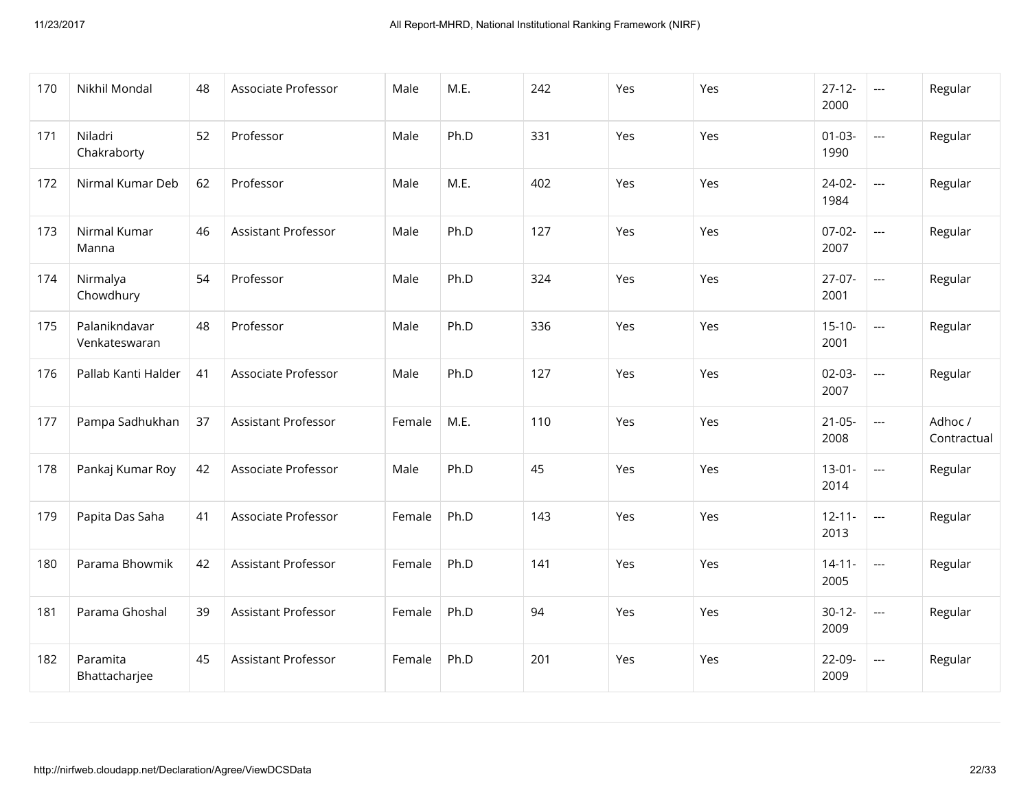| 170 | Nikhil Mondal | 48 | Associate Professor | Male | M.E. | 242 | Yes | Yes | 27-12-2000 | --- | Regular |
|---|---|---|---|---|---|---|---|---|---|---|---|
| 171 | Niladri Chakraborty | 52 | Professor | Male | Ph.D | 331 | Yes | Yes | 01-03-1990 | --- | Regular |
| 172 | Nirmal Kumar Deb | 62 | Professor | Male | M.E. | 402 | Yes | Yes | 24-02-1984 | --- | Regular |
| 173 | Nirmal Kumar Manna | 46 | Assistant Professor | Male | Ph.D | 127 | Yes | Yes | 07-02-2007 | --- | Regular |
| 174 | Nirmalya Chowdhury | 54 | Professor | Male | Ph.D | 324 | Yes | Yes | 27-07-2001 | --- | Regular |
| 175 | Palanikndavar Venkateswaran | 48 | Professor | Male | Ph.D | 336 | Yes | Yes | 15-10-2001 | --- | Regular |
| 176 | Pallab Kanti Halder | 41 | Associate Professor | Male | Ph.D | 127 | Yes | Yes | 02-03-2007 | --- | Regular |
| 177 | Pampa Sadhukhan | 37 | Assistant Professor | Female | M.E. | 110 | Yes | Yes | 21-05-2008 | --- | Adhoc / Contractual |
| 178 | Pankaj Kumar Roy | 42 | Associate Professor | Male | Ph.D | 45 | Yes | Yes | 13-01-2014 | --- | Regular |
| 179 | Papita Das Saha | 41 | Associate Professor | Female | Ph.D | 143 | Yes | Yes | 12-11-2013 | --- | Regular |
| 180 | Parama Bhowmik | 42 | Assistant Professor | Female | Ph.D | 141 | Yes | Yes | 14-11-2005 | --- | Regular |
| 181 | Parama Ghoshal | 39 | Assistant Professor | Female | Ph.D | 94 | Yes | Yes | 30-12-2009 | --- | Regular |
| 182 | Paramita Bhattacharjee | 45 | Assistant Professor | Female | Ph.D | 201 | Yes | Yes | 22-09-2009 | --- | Regular |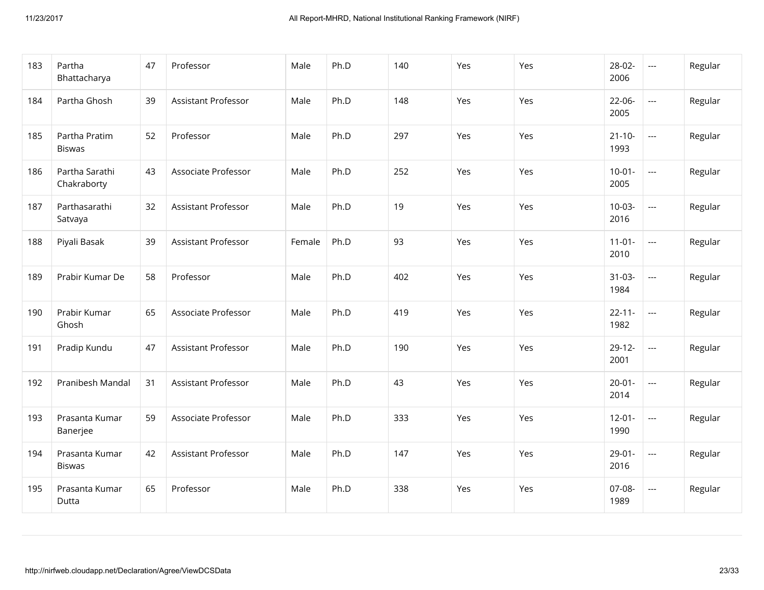| 183 | Partha Bhattacharya | 47 | Professor | Male | Ph.D | 140 | Yes | Yes | 28-02-2006 | --- | Regular |
|---|---|---|---|---|---|---|---|---|---|---|---|
| 184 | Partha Ghosh | 39 | Assistant Professor | Male | Ph.D | 148 | Yes | Yes | 22-06-2005 | --- | Regular |
| 185 | Partha Pratim Biswas | 52 | Professor | Male | Ph.D | 297 | Yes | Yes | 21-10-1993 | --- | Regular |
| 186 | Partha Sarathi Chakraborty | 43 | Associate Professor | Male | Ph.D | 252 | Yes | Yes | 10-01-2005 | --- | Regular |
| 187 | Parthasarathi Satvaya | 32 | Assistant Professor | Male | Ph.D | 19 | Yes | Yes | 10-03-2016 | --- | Regular |
| 188 | Piyali Basak | 39 | Assistant Professor | Female | Ph.D | 93 | Yes | Yes | 11-01-2010 | --- | Regular |
| 189 | Prabir Kumar De | 58 | Professor | Male | Ph.D | 402 | Yes | Yes | 31-03-1984 | --- | Regular |
| 190 | Prabir Kumar Ghosh | 65 | Associate Professor | Male | Ph.D | 419 | Yes | Yes | 22-11-1982 | --- | Regular |
| 191 | Pradip Kundu | 47 | Assistant Professor | Male | Ph.D | 190 | Yes | Yes | 29-12-2001 | --- | Regular |
| 192 | Pranibesh Mandal | 31 | Assistant Professor | Male | Ph.D | 43 | Yes | Yes | 20-01-2014 | --- | Regular |
| 193 | Prasanta Kumar Banerjee | 59 | Associate Professor | Male | Ph.D | 333 | Yes | Yes | 12-01-1990 | --- | Regular |
| 194 | Prasanta Kumar Biswas | 42 | Assistant Professor | Male | Ph.D | 147 | Yes | Yes | 29-01-2016 | --- | Regular |
| 195 | Prasanta Kumar Dutta | 65 | Professor | Male | Ph.D | 338 | Yes | Yes | 07-08-1989 | --- | Regular |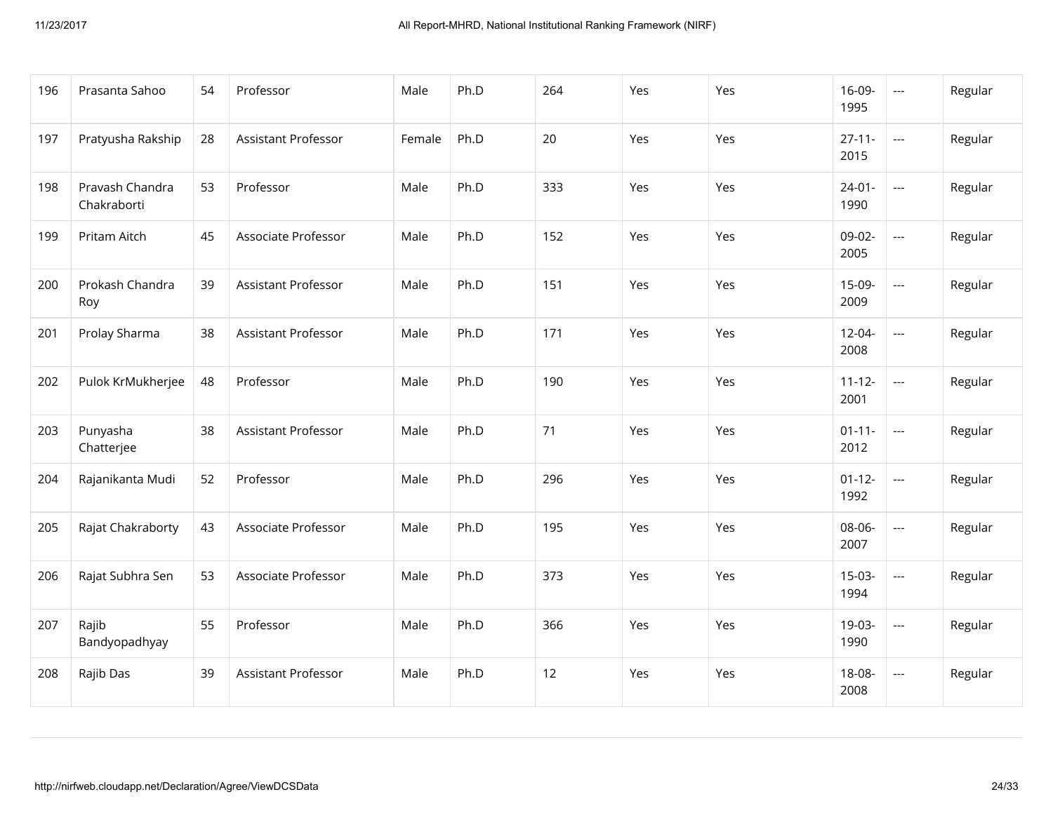| 196 | Prasanta Sahoo | 54 | Professor | Male | Ph.D | 264 | Yes | Yes | 16-09-1995 | --- | Regular |
|---|---|---|---|---|---|---|---|---|---|---|---|
| 197 | Pratyusha Rakship | 28 | Assistant Professor | Female | Ph.D | 20 | Yes | Yes | 27-11-2015 | --- | Regular |
| 198 | Pravash Chandra Chakraborti | 53 | Professor | Male | Ph.D | 333 | Yes | Yes | 24-01-1990 | --- | Regular |
| 199 | Pritam Aitch | 45 | Associate Professor | Male | Ph.D | 152 | Yes | Yes | 09-02-2005 | --- | Regular |
| 200 | Prokash Chandra Roy | 39 | Assistant Professor | Male | Ph.D | 151 | Yes | Yes | 15-09-2009 | --- | Regular |
| 201 | Prolay Sharma | 38 | Assistant Professor | Male | Ph.D | 171 | Yes | Yes | 12-04-2008 | --- | Regular |
| 202 | Pulok KrMukherjee | 48 | Professor | Male | Ph.D | 190 | Yes | Yes | 11-12-2001 | --- | Regular |
| 203 | Punyasha Chatterjee | 38 | Assistant Professor | Male | Ph.D | 71 | Yes | Yes | 01-11-2012 | --- | Regular |
| 204 | Rajanikanta Mudi | 52 | Professor | Male | Ph.D | 296 | Yes | Yes | 01-12-1992 | --- | Regular |
| 205 | Rajat Chakraborty | 43 | Associate Professor | Male | Ph.D | 195 | Yes | Yes | 08-06-2007 | --- | Regular |
| 206 | Rajat Subhra Sen | 53 | Associate Professor | Male | Ph.D | 373 | Yes | Yes | 15-03-1994 | --- | Regular |
| 207 | Rajib Bandyopadhyay | 55 | Professor | Male | Ph.D | 366 | Yes | Yes | 19-03-1990 | --- | Regular |
| 208 | Rajib Das | 39 | Assistant Professor | Male | Ph.D | 12 | Yes | Yes | 18-08-2008 | --- | Regular |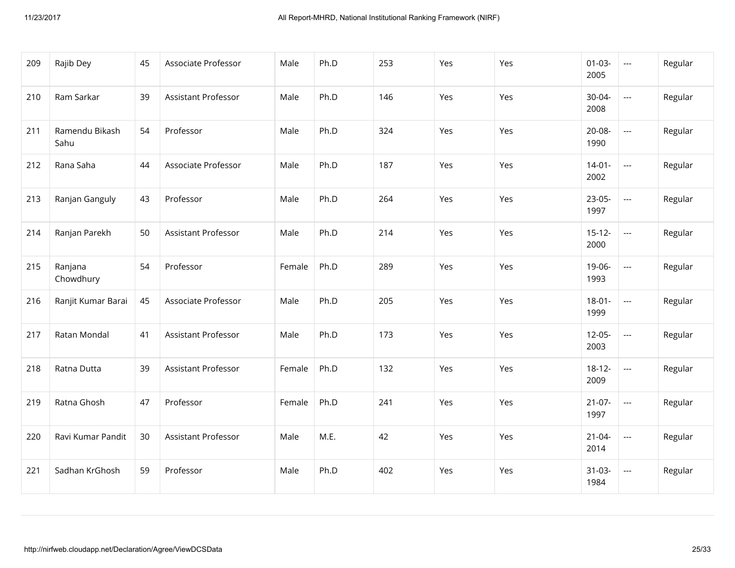| 209 | Rajib Dey | 45 | Associate Professor | Male | Ph.D | 253 | Yes | Yes | 01-03-2005 | --- | Regular |
|---|---|---|---|---|---|---|---|---|---|---|---|
| 210 | Ram Sarkar | 39 | Assistant Professor | Male | Ph.D | 146 | Yes | Yes | 30-04-2008 | --- | Regular |
| 211 | Ramendu Bikash Sahu | 54 | Professor | Male | Ph.D | 324 | Yes | Yes | 20-08-1990 | --- | Regular |
| 212 | Rana Saha | 44 | Associate Professor | Male | Ph.D | 187 | Yes | Yes | 14-01-2002 | --- | Regular |
| 213 | Ranjan Ganguly | 43 | Professor | Male | Ph.D | 264 | Yes | Yes | 23-05-1997 | --- | Regular |
| 214 | Ranjan Parekh | 50 | Assistant Professor | Male | Ph.D | 214 | Yes | Yes | 15-12-2000 | --- | Regular |
| 215 | Ranjana Chowdhury | 54 | Professor | Female | Ph.D | 289 | Yes | Yes | 19-06-1993 | --- | Regular |
| 216 | Ranjit Kumar Barai | 45 | Associate Professor | Male | Ph.D | 205 | Yes | Yes | 18-01-1999 | --- | Regular |
| 217 | Ratan Mondal | 41 | Assistant Professor | Male | Ph.D | 173 | Yes | Yes | 12-05-2003 | --- | Regular |
| 218 | Ratna Dutta | 39 | Assistant Professor | Female | Ph.D | 132 | Yes | Yes | 18-12-2009 | --- | Regular |
| 219 | Ratna Ghosh | 47 | Professor | Female | Ph.D | 241 | Yes | Yes | 21-07-1997 | --- | Regular |
| 220 | Ravi Kumar Pandit | 30 | Assistant Professor | Male | M.E. | 42 | Yes | Yes | 21-04-2014 | --- | Regular |
| 221 | Sadhan KrGhosh | 59 | Professor | Male | Ph.D | 402 | Yes | Yes | 31-03-1984 | --- | Regular |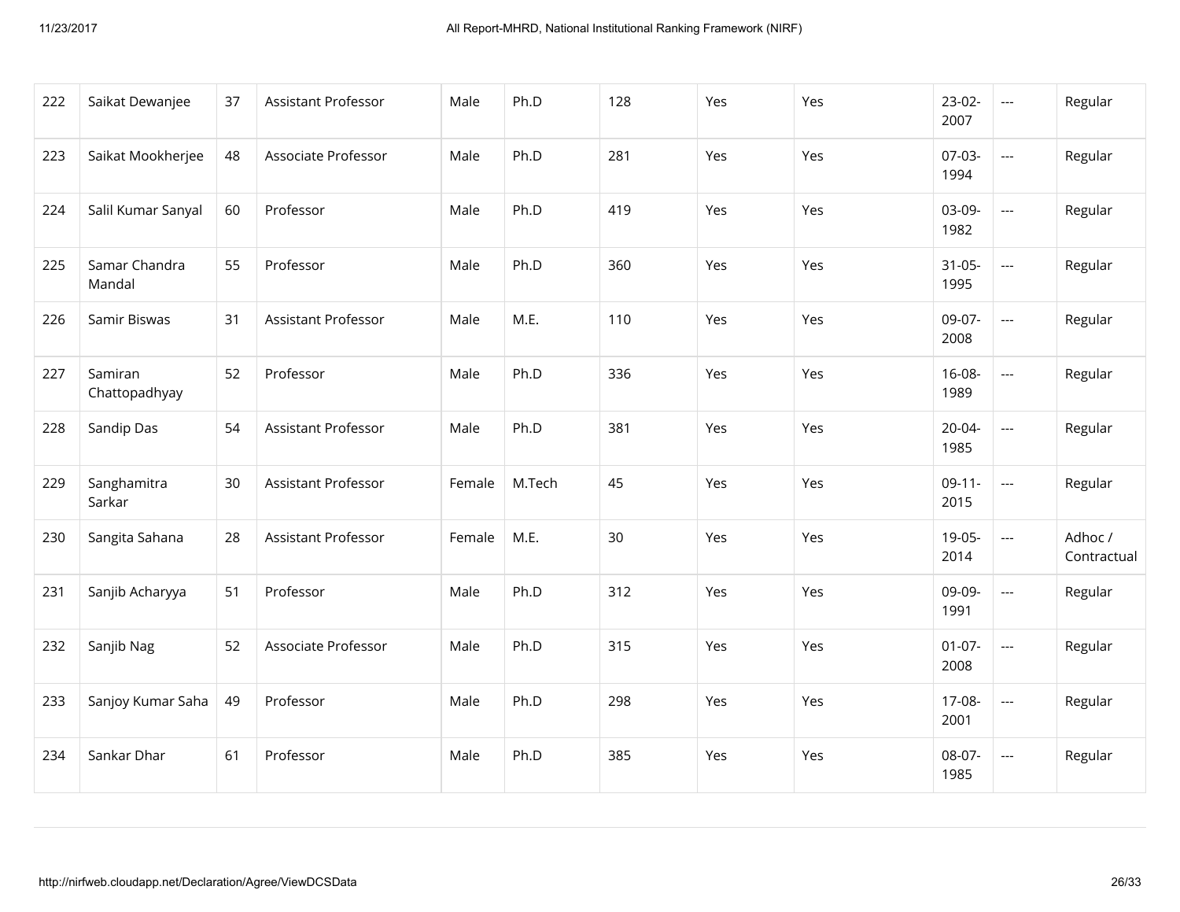| 222 | Saikat Dewanjee | 37 | Assistant Professor | Male | Ph.D | 128 | Yes | Yes | 23-02-2007 | --- | Regular |
|---|---|---|---|---|---|---|---|---|---|---|---|
| 223 | Saikat Mookherjee | 48 | Associate Professor | Male | Ph.D | 281 | Yes | Yes | 07-03-1994 | --- | Regular |
| 224 | Salil Kumar Sanyal | 60 | Professor | Male | Ph.D | 419 | Yes | Yes | 03-09-1982 | --- | Regular |
| 225 | Samar Chandra Mandal | 55 | Professor | Male | Ph.D | 360 | Yes | Yes | 31-05-1995 | --- | Regular |
| 226 | Samir Biswas | 31 | Assistant Professor | Male | M.E. | 110 | Yes | Yes | 09-07-2008 | --- | Regular |
| 227 | Samiran Chattopadhyay | 52 | Professor | Male | Ph.D | 336 | Yes | Yes | 16-08-1989 | --- | Regular |
| 228 | Sandip Das | 54 | Assistant Professor | Male | Ph.D | 381 | Yes | Yes | 20-04-1985 | --- | Regular |
| 229 | Sanghamitra Sarkar | 30 | Assistant Professor | Female | M.Tech | 45 | Yes | Yes | 09-11-2015 | --- | Regular |
| 230 | Sangita Sahana | 28 | Assistant Professor | Female | M.E. | 30 | Yes | Yes | 19-05-2014 | --- | Adhoc / Contractual |
| 231 | Sanjib Acharyya | 51 | Professor | Male | Ph.D | 312 | Yes | Yes | 09-09-1991 | --- | Regular |
| 232 | Sanjib Nag | 52 | Associate Professor | Male | Ph.D | 315 | Yes | Yes | 01-07-2008 | --- | Regular |
| 233 | Sanjoy Kumar Saha | 49 | Professor | Male | Ph.D | 298 | Yes | Yes | 17-08-2001 | --- | Regular |
| 234 | Sankar Dhar | 61 | Professor | Male | Ph.D | 385 | Yes | Yes | 08-07-1985 | --- | Regular |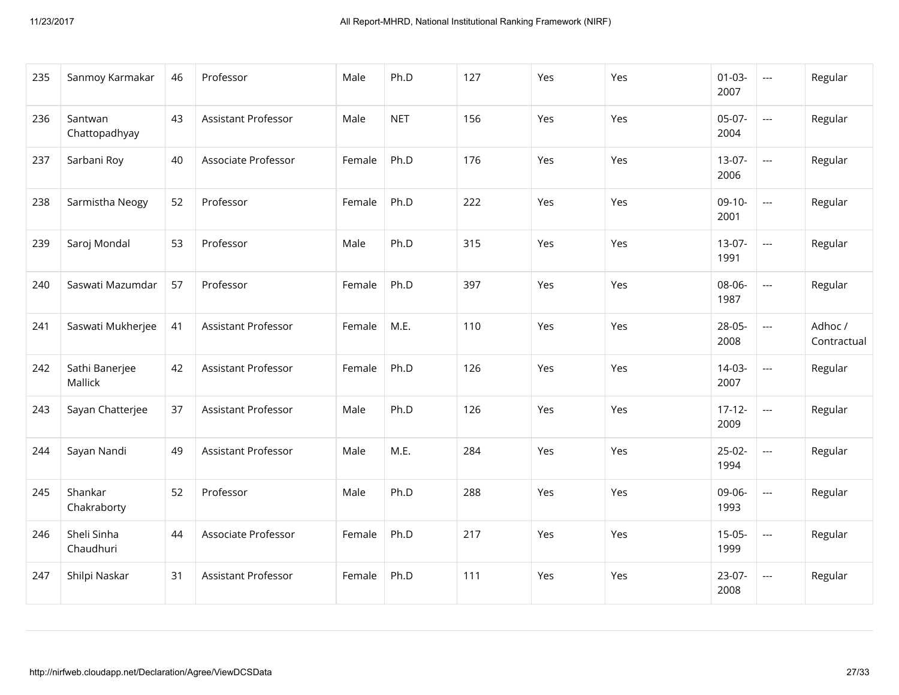| 235 | Sanmoy Karmakar | 46 | Professor | Male | Ph.D | 127 | Yes | Yes | 01-03-2007 | --- | Regular |
|---|---|---|---|---|---|---|---|---|---|---|---|
| 236 | Santwan Chattopadhyay | 43 | Assistant Professor | Male | NET | 156 | Yes | Yes | 05-07-2004 | --- | Regular |
| 237 | Sarbani Roy | 40 | Associate Professor | Female | Ph.D | 176 | Yes | Yes | 13-07-2006 | --- | Regular |
| 238 | Sarmistha Neogy | 52 | Professor | Female | Ph.D | 222 | Yes | Yes | 09-10-2001 | --- | Regular |
| 239 | Saroj Mondal | 53 | Professor | Male | Ph.D | 315 | Yes | Yes | 13-07-1991 | --- | Regular |
| 240 | Saswati Mazumdar | 57 | Professor | Female | Ph.D | 397 | Yes | Yes | 08-06-1987 | --- | Regular |
| 241 | Saswati Mukherjee | 41 | Assistant Professor | Female | M.E. | 110 | Yes | Yes | 28-05-2008 | --- | Adhoc / Contractual |
| 242 | Sathi Banerjee Mallick | 42 | Assistant Professor | Female | Ph.D | 126 | Yes | Yes | 14-03-2007 | --- | Regular |
| 243 | Sayan Chatterjee | 37 | Assistant Professor | Male | Ph.D | 126 | Yes | Yes | 17-12-2009 | --- | Regular |
| 244 | Sayan Nandi | 49 | Assistant Professor | Male | M.E. | 284 | Yes | Yes | 25-02-1994 | --- | Regular |
| 245 | Shankar Chakraborty | 52 | Professor | Male | Ph.D | 288 | Yes | Yes | 09-06-1993 | --- | Regular |
| 246 | Sheli Sinha Chaudhuri | 44 | Associate Professor | Female | Ph.D | 217 | Yes | Yes | 15-05-1999 | --- | Regular |
| 247 | Shilpi Naskar | 31 | Assistant Professor | Female | Ph.D | 111 | Yes | Yes | 23-07-2008 | --- | Regular |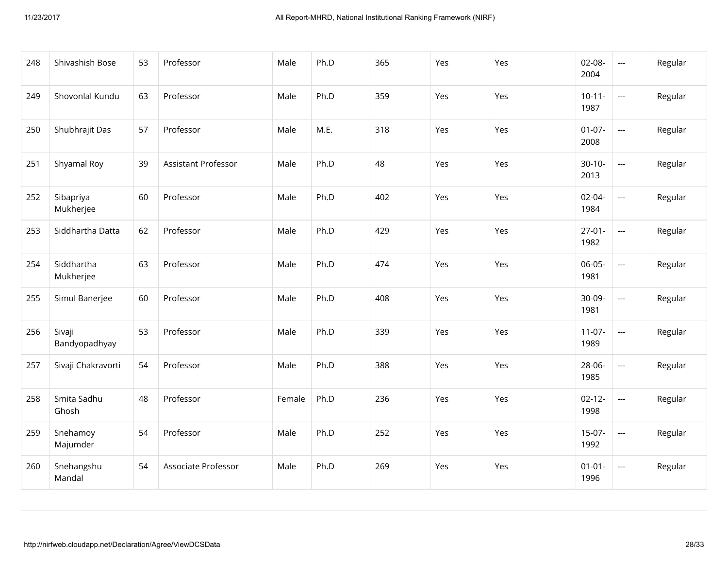| 248 | Shivashish Bose | 53 | Professor | Male | Ph.D | 365 | Yes | Yes | 02-08-2004 | --- | Regular |
|---|---|---|---|---|---|---|---|---|---|---|---|
| 249 | Shovonlal Kundu | 63 | Professor | Male | Ph.D | 359 | Yes | Yes | 10-11-1987 | --- | Regular |
| 250 | Shubhrajit Das | 57 | Professor | Male | M.E. | 318 | Yes | Yes | 01-07-2008 | --- | Regular |
| 251 | Shyamal Roy | 39 | Assistant Professor | Male | Ph.D | 48 | Yes | Yes | 30-10-2013 | --- | Regular |
| 252 | Sibapriya Mukherjee | 60 | Professor | Male | Ph.D | 402 | Yes | Yes | 02-04-1984 | --- | Regular |
| 253 | Siddhartha Datta | 62 | Professor | Male | Ph.D | 429 | Yes | Yes | 27-01-1982 | --- | Regular |
| 254 | Siddhartha Mukherjee | 63 | Professor | Male | Ph.D | 474 | Yes | Yes | 06-05-1981 | --- | Regular |
| 255 | Simul Banerjee | 60 | Professor | Male | Ph.D | 408 | Yes | Yes | 30-09-1981 | --- | Regular |
| 256 | Sivaji Bandyopadhyay | 53 | Professor | Male | Ph.D | 339 | Yes | Yes | 11-07-1989 | --- | Regular |
| 257 | Sivaji Chakravorti | 54 | Professor | Male | Ph.D | 388 | Yes | Yes | 28-06-1985 | --- | Regular |
| 258 | Smita Sadhu Ghosh | 48 | Professor | Female | Ph.D | 236 | Yes | Yes | 02-12-1998 | --- | Regular |
| 259 | Snehamoy Majumder | 54 | Professor | Male | Ph.D | 252 | Yes | Yes | 15-07-1992 | --- | Regular |
| 260 | Snehangshu Mandal | 54 | Associate Professor | Male | Ph.D | 269 | Yes | Yes | 01-01-1996 | --- | Regular |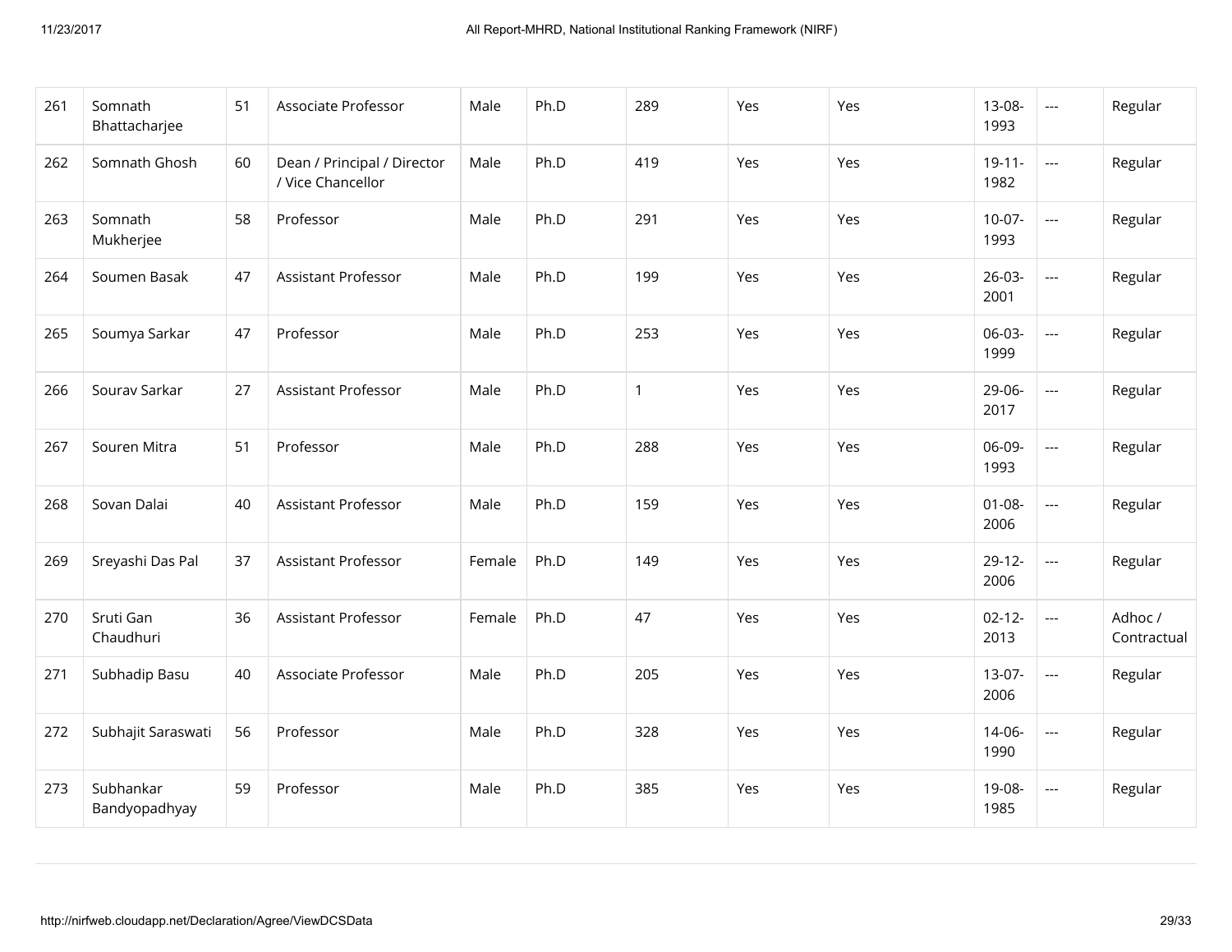| 261 | Somnath Bhattacharjee | 51 | Associate Professor | Male | Ph.D | 289 | Yes | Yes | 13-08-1993 | --- | Regular |
|---|---|---|---|---|---|---|---|---|---|---|---|
| 262 | Somnath Ghosh | 60 | Dean / Principal / Director / Vice Chancellor | Male | Ph.D | 419 | Yes | Yes | 19-11-1982 | --- | Regular |
| 263 | Somnath Mukherjee | 58 | Professor | Male | Ph.D | 291 | Yes | Yes | 10-07-1993 | --- | Regular |
| 264 | Soumen Basak | 47 | Assistant Professor | Male | Ph.D | 199 | Yes | Yes | 26-03-2001 | --- | Regular |
| 265 | Soumya Sarkar | 47 | Professor | Male | Ph.D | 253 | Yes | Yes | 06-03-1999 | --- | Regular |
| 266 | Sourav Sarkar | 27 | Assistant Professor | Male | Ph.D | 1 | Yes | Yes | 29-06-2017 | --- | Regular |
| 267 | Souren Mitra | 51 | Professor | Male | Ph.D | 288 | Yes | Yes | 06-09-1993 | --- | Regular |
| 268 | Sovan Dalai | 40 | Assistant Professor | Male | Ph.D | 159 | Yes | Yes | 01-08-2006 | --- | Regular |
| 269 | Sreyashi Das Pal | 37 | Assistant Professor | Female | Ph.D | 149 | Yes | Yes | 29-12-2006 | --- | Regular |
| 270 | Sruti Gan Chaudhuri | 36 | Assistant Professor | Female | Ph.D | 47 | Yes | Yes | 02-12-2013 | --- | Adhoc / Contractual |
| 271 | Subhadip Basu | 40 | Associate Professor | Male | Ph.D | 205 | Yes | Yes | 13-07-2006 | --- | Regular |
| 272 | Subhajit Saraswati | 56 | Professor | Male | Ph.D | 328 | Yes | Yes | 14-06-1990 | --- | Regular |
| 273 | Subhankar Bandyopadhyay | 59 | Professor | Male | Ph.D | 385 | Yes | Yes | 19-08-1985 | --- | Regular |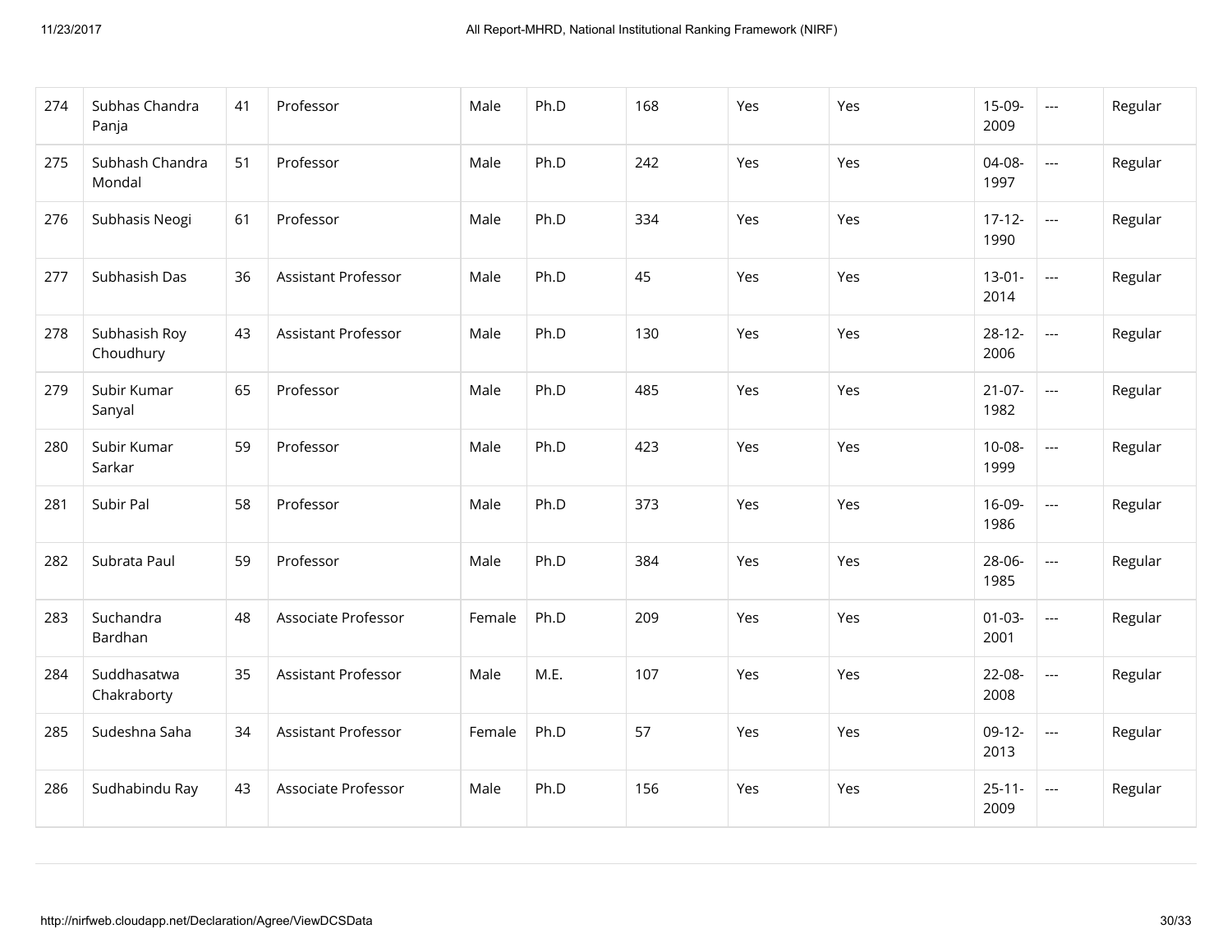| 274 | Subhas Chandra Panja | 41 | Professor | Male | Ph.D | 168 | Yes | Yes | 15-09-2009 | --- | Regular |
|---|---|---|---|---|---|---|---|---|---|---|---|
| 275 | Subhash Chandra Mondal | 51 | Professor | Male | Ph.D | 242 | Yes | Yes | 04-08-1997 | --- | Regular |
| 276 | Subhasis Neogi | 61 | Professor | Male | Ph.D | 334 | Yes | Yes | 17-12-1990 | --- | Regular |
| 277 | Subhasish Das | 36 | Assistant Professor | Male | Ph.D | 45 | Yes | Yes | 13-01-2014 | --- | Regular |
| 278 | Subhasish Roy Choudhury | 43 | Assistant Professor | Male | Ph.D | 130 | Yes | Yes | 28-12-2006 | --- | Regular |
| 279 | Subir Kumar Sanyal | 65 | Professor | Male | Ph.D | 485 | Yes | Yes | 21-07-1982 | --- | Regular |
| 280 | Subir Kumar Sarkar | 59 | Professor | Male | Ph.D | 423 | Yes | Yes | 10-08-1999 | --- | Regular |
| 281 | Subir Pal | 58 | Professor | Male | Ph.D | 373 | Yes | Yes | 16-09-1986 | --- | Regular |
| 282 | Subrata Paul | 59 | Professor | Male | Ph.D | 384 | Yes | Yes | 28-06-1985 | --- | Regular |
| 283 | Suchandra Bardhan | 48 | Associate Professor | Female | Ph.D | 209 | Yes | Yes | 01-03-2001 | --- | Regular |
| 284 | Suddhasatwa Chakraborty | 35 | Assistant Professor | Male | M.E. | 107 | Yes | Yes | 22-08-2008 | --- | Regular |
| 285 | Sudeshna Saha | 34 | Assistant Professor | Female | Ph.D | 57 | Yes | Yes | 09-12-2013 | --- | Regular |
| 286 | Sudhabindu Ray | 43 | Associate Professor | Male | Ph.D | 156 | Yes | Yes | 25-11-2009 | --- | Regular |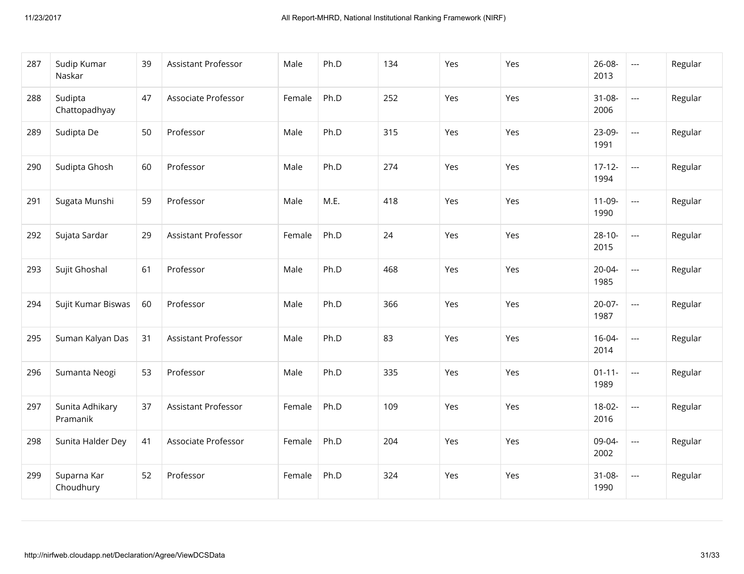| | | | | | | | | | | | |
|---|---|---|---|---|---|---|---|---|---|---|---|
| 287 | Sudip Kumar Naskar | 39 | Assistant Professor | Male | Ph.D | 134 | Yes | Yes | 26-08-2013 | --- | Regular |
| 288 | Sudipta Chattopadhyay | 47 | Associate Professor | Female | Ph.D | 252 | Yes | Yes | 31-08-2006 | --- | Regular |
| 289 | Sudipta De | 50 | Professor | Male | Ph.D | 315 | Yes | Yes | 23-09-1991 | --- | Regular |
| 290 | Sudipta Ghosh | 60 | Professor | Male | Ph.D | 274 | Yes | Yes | 17-12-1994 | --- | Regular |
| 291 | Sugata Munshi | 59 | Professor | Male | M.E. | 418 | Yes | Yes | 11-09-1990 | --- | Regular |
| 292 | Sujata Sardar | 29 | Assistant Professor | Female | Ph.D | 24 | Yes | Yes | 28-10-2015 | --- | Regular |
| 293 | Sujit Ghoshal | 61 | Professor | Male | Ph.D | 468 | Yes | Yes | 20-04-1985 | --- | Regular |
| 294 | Sujit Kumar Biswas | 60 | Professor | Male | Ph.D | 366 | Yes | Yes | 20-07-1987 | --- | Regular |
| 295 | Suman Kalyan Das | 31 | Assistant Professor | Male | Ph.D | 83 | Yes | Yes | 16-04-2014 | --- | Regular |
| 296 | Sumanta Neogi | 53 | Professor | Male | Ph.D | 335 | Yes | Yes | 01-11-1989 | --- | Regular |
| 297 | Sunita Adhikary Pramanik | 37 | Assistant Professor | Female | Ph.D | 109 | Yes | Yes | 18-02-2016 | --- | Regular |
| 298 | Sunita Halder Dey | 41 | Associate Professor | Female | Ph.D | 204 | Yes | Yes | 09-04-2002 | --- | Regular |
| 299 | Suparna Kar Choudhury | 52 | Professor | Female | Ph.D | 324 | Yes | Yes | 31-08-1990 | --- | Regular |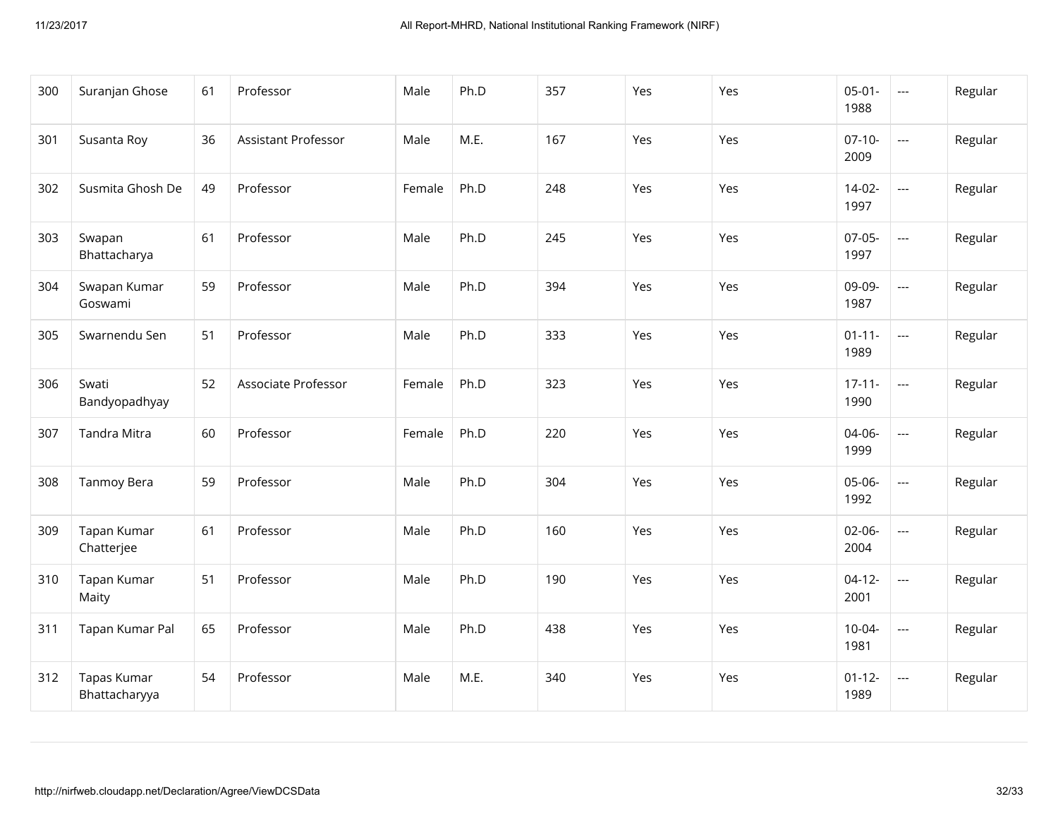| 300 | Suranjan Ghose | 61 | Professor | Male | Ph.D | 357 | Yes | Yes | 05-01-1988 | --- | Regular |
|---|---|---|---|---|---|---|---|---|---|---|---|
| 301 | Susanta Roy | 36 | Assistant Professor | Male | M.E. | 167 | Yes | Yes | 07-10-2009 | --- | Regular |
| 302 | Susmita Ghosh De | 49 | Professor | Female | Ph.D | 248 | Yes | Yes | 14-02-1997 | --- | Regular |
| 303 | Swapan Bhattacharya | 61 | Professor | Male | Ph.D | 245 | Yes | Yes | 07-05-1997 | --- | Regular |
| 304 | Swapan Kumar Goswami | 59 | Professor | Male | Ph.D | 394 | Yes | Yes | 09-09-1987 | --- | Regular |
| 305 | Swarnendu Sen | 51 | Professor | Male | Ph.D | 333 | Yes | Yes | 01-11-1989 | --- | Regular |
| 306 | Swati Bandyopadhyay | 52 | Associate Professor | Female | Ph.D | 323 | Yes | Yes | 17-11-1990 | --- | Regular |
| 307 | Tandra Mitra | 60 | Professor | Female | Ph.D | 220 | Yes | Yes | 04-06-1999 | --- | Regular |
| 308 | Tanmoy Bera | 59 | Professor | Male | Ph.D | 304 | Yes | Yes | 05-06-1992 | --- | Regular |
| 309 | Tapan Kumar Chatterjee | 61 | Professor | Male | Ph.D | 160 | Yes | Yes | 02-06-2004 | --- | Regular |
| 310 | Tapan Kumar Maity | 51 | Professor | Male | Ph.D | 190 | Yes | Yes | 04-12-2001 | --- | Regular |
| 311 | Tapan Kumar Pal | 65 | Professor | Male | Ph.D | 438 | Yes | Yes | 10-04-1981 | --- | Regular |
| 312 | Tapas Kumar Bhattacharyya | 54 | Professor | Male | M.E. | 340 | Yes | Yes | 01-12-1989 | --- | Regular |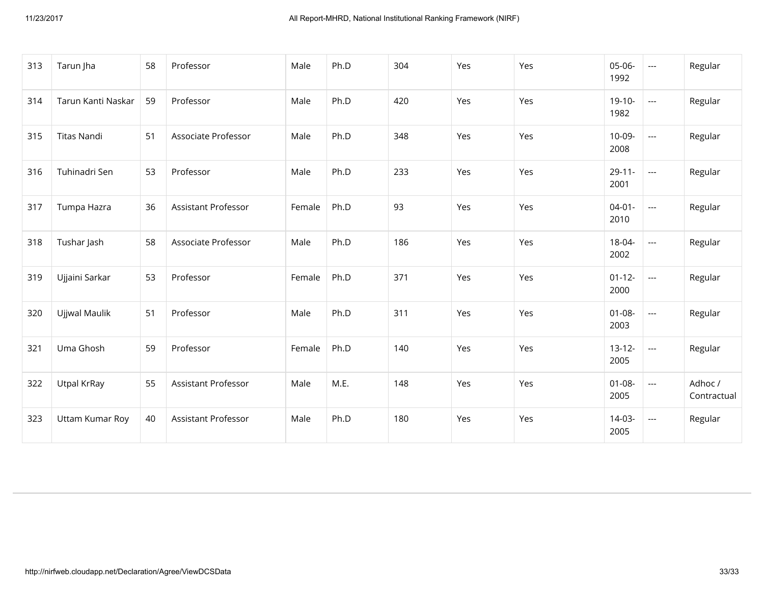| | | | | | | | | | | | |
|---|---|---|---|---|---|---|---|---|---|---|---|
| 313 | Tarun Jha | 58 | Professor | Male | Ph.D | 304 | Yes | Yes | 05-06-1992 | --- | Regular |
| 314 | Tarun Kanti Naskar | 59 | Professor | Male | Ph.D | 420 | Yes | Yes | 19-10-1982 | --- | Regular |
| 315 | Titas Nandi | 51 | Associate Professor | Male | Ph.D | 348 | Yes | Yes | 10-09-2008 | --- | Regular |
| 316 | Tuhinadri Sen | 53 | Professor | Male | Ph.D | 233 | Yes | Yes | 29-11-2001 | --- | Regular |
| 317 | Tumpa Hazra | 36 | Assistant Professor | Female | Ph.D | 93 | Yes | Yes | 04-01-2010 | --- | Regular |
| 318 | Tushar Jash | 58 | Associate Professor | Male | Ph.D | 186 | Yes | Yes | 18-04-2002 | --- | Regular |
| 319 | Ujjaini Sarkar | 53 | Professor | Female | Ph.D | 371 | Yes | Yes | 01-12-2000 | --- | Regular |
| 320 | Ujjwal Maulik | 51 | Professor | Male | Ph.D | 311 | Yes | Yes | 01-08-2003 | --- | Regular |
| 321 | Uma Ghosh | 59 | Professor | Female | Ph.D | 140 | Yes | Yes | 13-12-2005 | --- | Regular |
| 322 | Utpal KrRay | 55 | Assistant Professor | Male | M.E. | 148 | Yes | Yes | 01-08-2005 | --- | Adhoc / Contractual |
| 323 | Uttam Kumar Roy | 40 | Assistant Professor | Male | Ph.D | 180 | Yes | Yes | 14-03-2005 | --- | Regular |